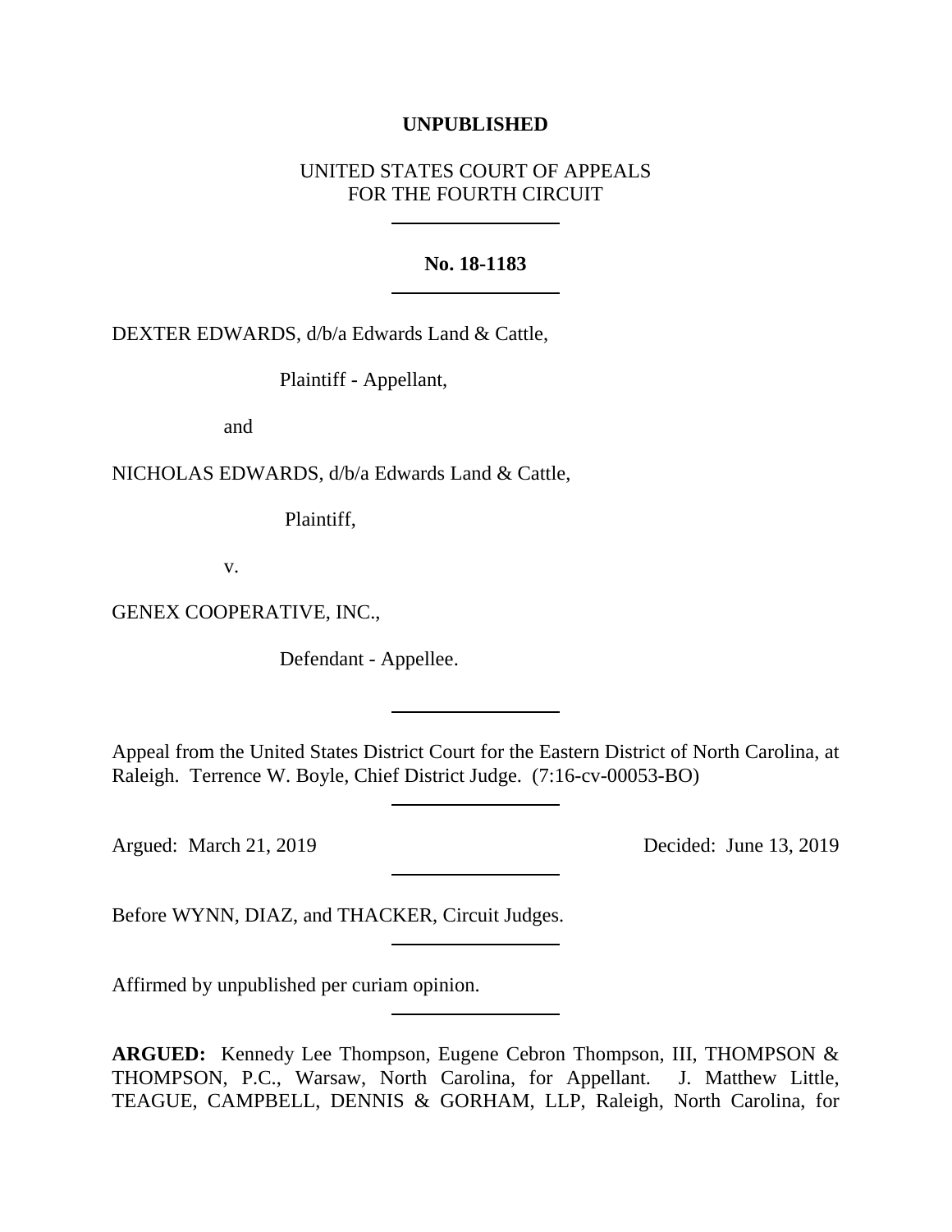**UNPUBLISHED**

UNITED STATES COURT OF APPEALS
FOR THE FOURTH CIRCUIT

---

**No. 18-1183**

---

DEXTER EDWARDS, d/b/a Edwards Land & Cattle,

Plaintiff - Appellant,

and

NICHOLAS EDWARDS, d/b/a Edwards Land & Cattle,

Plaintiff,

v.

GENEX COOPERATIVE, INC.,

Defendant - Appellee.

---

Appeal from the United States District Court for the Eastern District of North Carolina, at Raleigh. Terrence W. Boyle, Chief District Judge. (7:16-cv-00053-BO)

---

Argued: March 21, 2019 Decided: June 13, 2019

---

Before WYNN, DIAZ, and THACKER, Circuit Judges.

---

Affirmed by unpublished per curiam opinion.

---

**ARGUED:** Kennedy Lee Thompson, Eugene Cebron Thompson, III, THOMPSON & THOMPSON, P.C., Warsaw, North Carolina, for Appellant. J. Matthew Little, TEAGUE, CAMPBELL, DENNIS & GORHAM, LLP, Raleigh, North Carolina, for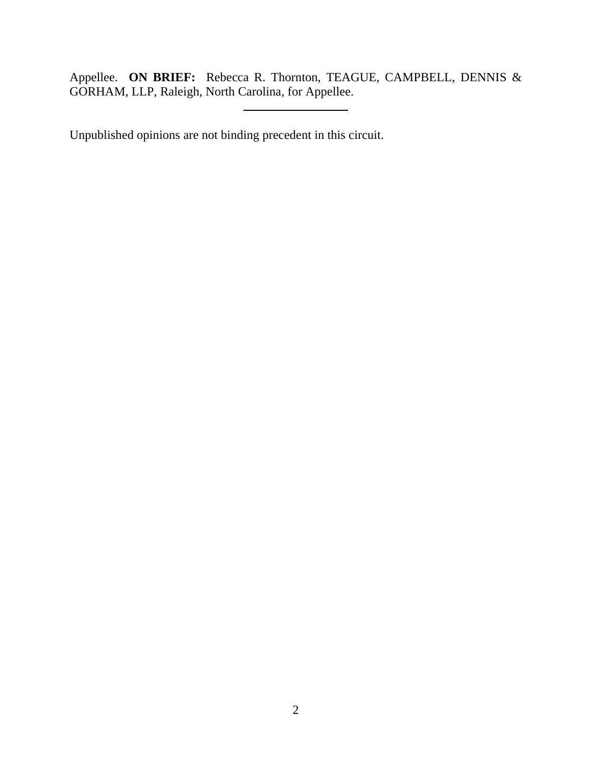Appellee. **ON BRIEF:** Rebecca R. Thornton, TEAGUE, CAMPBELL, DENNIS & GORHAM, LLP, Raleigh, North Carolina, for Appellee.

---

Unpublished opinions are not binding precedent in this circuit.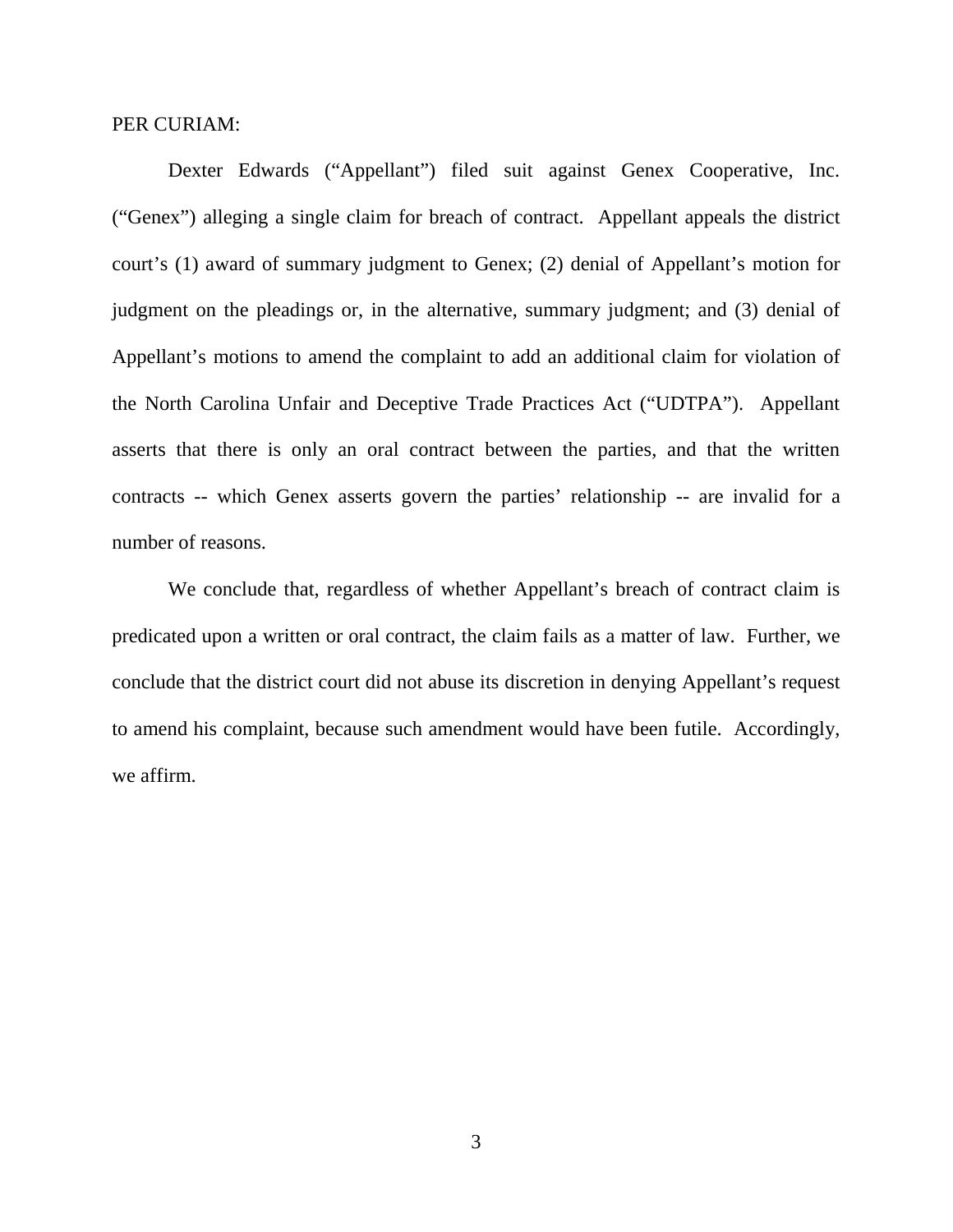PER CURIAM:

Dexter Edwards ("Appellant") filed suit against Genex Cooperative, Inc. ("Genex") alleging a single claim for breach of contract. Appellant appeals the district court's (1) award of summary judgment to Genex; (2) denial of Appellant's motion for judgment on the pleadings or, in the alternative, summary judgment; and (3) denial of Appellant's motions to amend the complaint to add an additional claim for violation of the North Carolina Unfair and Deceptive Trade Practices Act ("UDTPA"). Appellant asserts that there is only an oral contract between the parties, and that the written contracts -- which Genex asserts govern the parties' relationship -- are invalid for a number of reasons.

We conclude that, regardless of whether Appellant's breach of contract claim is predicated upon a written or oral contract, the claim fails as a matter of law. Further, we conclude that the district court did not abuse its discretion in denying Appellant's request to amend his complaint, because such amendment would have been futile. Accordingly, we affirm.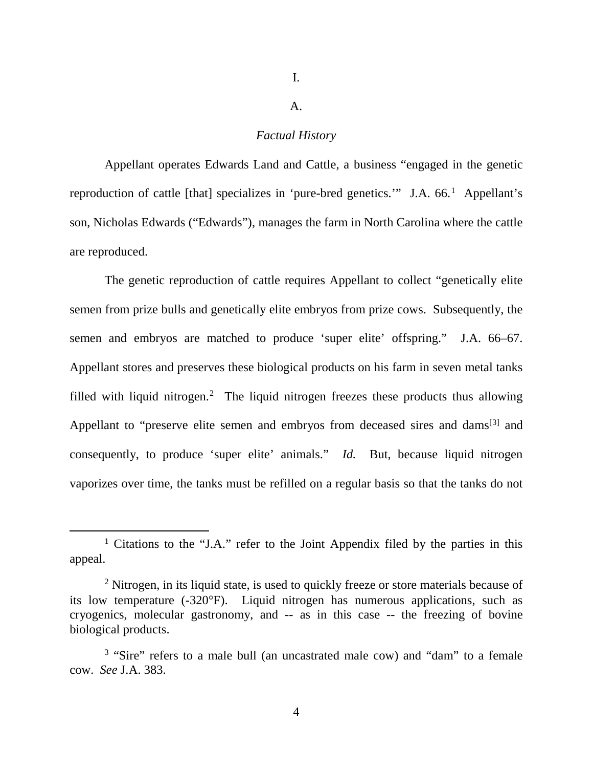# I.

## A.

### *Factual History*

Appellant operates Edwards Land and Cattle, a business "engaged in the genetic reproduction of cattle [that] specializes in 'pure-bred genetics.'" J.A. 66.[1] Appellant's son, Nicholas Edwards ("Edwards"), manages the farm in North Carolina where the cattle are reproduced.

The genetic reproduction of cattle requires Appellant to collect "genetically elite semen from prize bulls and genetically elite embryos from prize cows. Subsequently, the semen and embryos are matched to produce 'super elite' offspring." J.A. 66–67. Appellant stores and preserves these biological products on his farm in seven metal tanks filled with liquid nitrogen.[2] The liquid nitrogen freezes these products thus allowing Appellant to "preserve elite semen and embryos from deceased sires and dams[3] and consequently, to produce 'super elite' animals." *Id.* But, because liquid nitrogen vaporizes over time, the tanks must be refilled on a regular basis so that the tanks do not

---

[1] Citations to the "J.A." refer to the Joint Appendix filed by the parties in this appeal.

[2] Nitrogen, in its liquid state, is used to quickly freeze or store materials because of its low temperature (-320°F). Liquid nitrogen has numerous applications, such as cryogenics, molecular gastronomy, and -- as in this case -- the freezing of bovine biological products.

[3] "Sire" refers to a male bull (an uncastrated male cow) and "dam" to a female cow. *See* J.A. 383.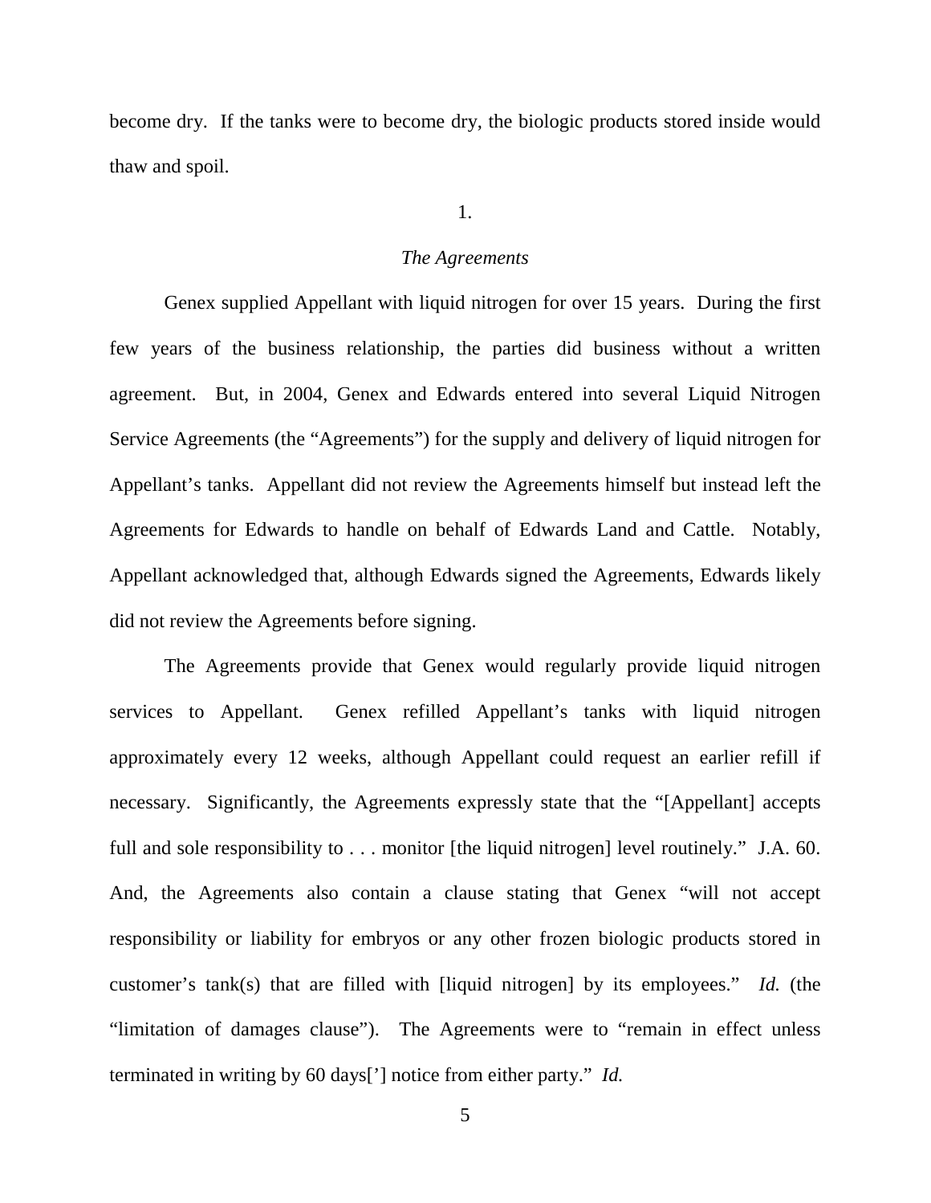become dry. If the tanks were to become dry, the biologic products stored inside would thaw and spoil.

1.

*The Agreements*

Genex supplied Appellant with liquid nitrogen for over 15 years. During the first few years of the business relationship, the parties did business without a written agreement. But, in 2004, Genex and Edwards entered into several Liquid Nitrogen Service Agreements (the "Agreements") for the supply and delivery of liquid nitrogen for Appellant's tanks. Appellant did not review the Agreements himself but instead left the Agreements for Edwards to handle on behalf of Edwards Land and Cattle. Notably, Appellant acknowledged that, although Edwards signed the Agreements, Edwards likely did not review the Agreements before signing.

The Agreements provide that Genex would regularly provide liquid nitrogen services to Appellant. Genex refilled Appellant's tanks with liquid nitrogen approximately every 12 weeks, although Appellant could request an earlier refill if necessary. Significantly, the Agreements expressly state that the "[Appellant] accepts full and sole responsibility to . . . monitor [the liquid nitrogen] level routinely." J.A. 60. And, the Agreements also contain a clause stating that Genex "will not accept responsibility or liability for embryos or any other frozen biologic products stored in customer's tank(s) that are filled with [liquid nitrogen] by its employees." *Id.* (the "limitation of damages clause"). The Agreements were to "remain in effect unless terminated in writing by 60 days['] notice from either party." *Id.*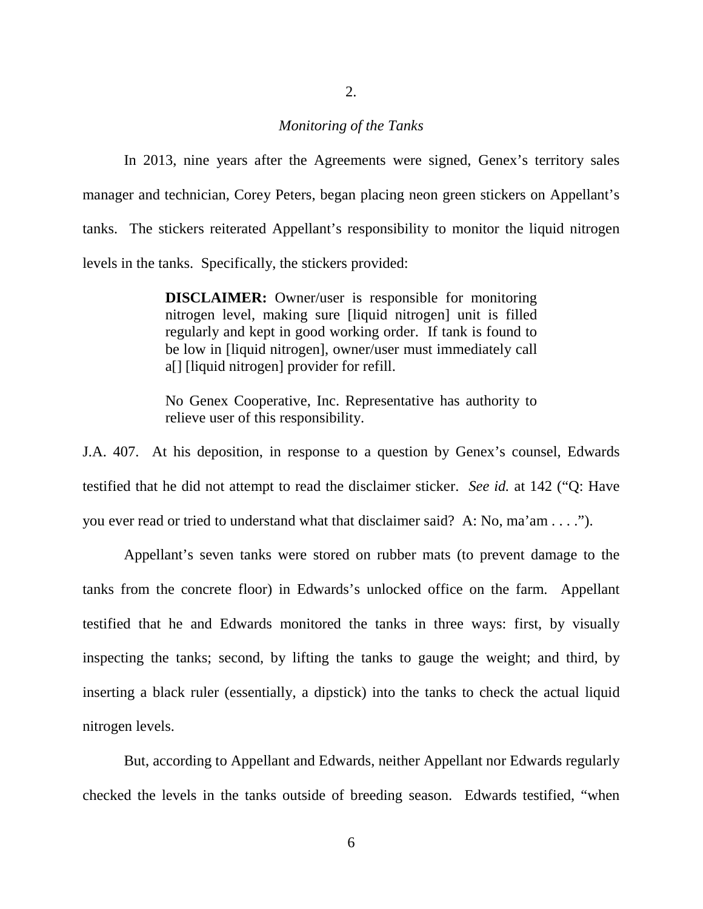### 2.

### *Monitoring of the Tanks*

In 2013, nine years after the Agreements were signed, Genex's territory sales manager and technician, Corey Peters, began placing neon green stickers on Appellant's tanks. The stickers reiterated Appellant's responsibility to monitor the liquid nitrogen levels in the tanks. Specifically, the stickers provided:

> **DISCLAIMER:** Owner/user is responsible for monitoring nitrogen level, making sure [liquid nitrogen] unit is filled regularly and kept in good working order. If tank is found to be low in [liquid nitrogen], owner/user must immediately call a[] [liquid nitrogen] provider for refill.
>
> No Genex Cooperative, Inc. Representative has authority to relieve user of this responsibility.

J.A. 407. At his deposition, in response to a question by Genex's counsel, Edwards testified that he did not attempt to read the disclaimer sticker. *See id.* at 142 ("Q: Have you ever read or tried to understand what that disclaimer said? A: No, ma'am . . . .").

Appellant's seven tanks were stored on rubber mats (to prevent damage to the tanks from the concrete floor) in Edwards's unlocked office on the farm. Appellant testified that he and Edwards monitored the tanks in three ways: first, by visually inspecting the tanks; second, by lifting the tanks to gauge the weight; and third, by inserting a black ruler (essentially, a dipstick) into the tanks to check the actual liquid nitrogen levels.

But, according to Appellant and Edwards, neither Appellant nor Edwards regularly checked the levels in the tanks outside of breeding season. Edwards testified, "when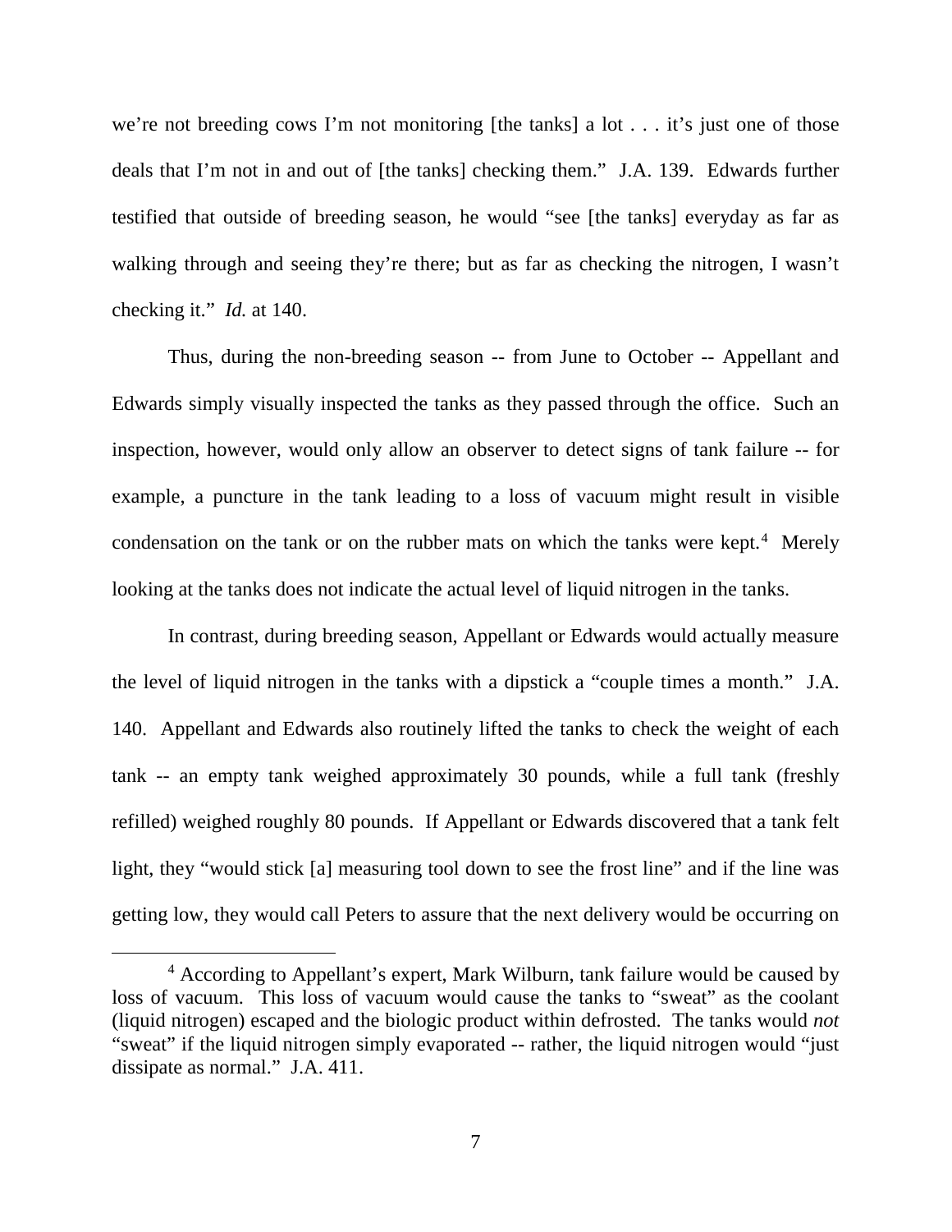we're not breeding cows I'm not monitoring [the tanks] a lot . . . it's just one of those deals that I'm not in and out of [the tanks] checking them." J.A. 139. Edwards further testified that outside of breeding season, he would "see [the tanks] everyday as far as walking through and seeing they're there; but as far as checking the nitrogen, I wasn't checking it." *Id.* at 140.

Thus, during the non-breeding season -- from June to October -- Appellant and Edwards simply visually inspected the tanks as they passed through the office. Such an inspection, however, would only allow an observer to detect signs of tank failure -- for example, a puncture in the tank leading to a loss of vacuum might result in visible condensation on the tank or on the rubber mats on which the tanks were kept.[4] Merely looking at the tanks does not indicate the actual level of liquid nitrogen in the tanks.

In contrast, during breeding season, Appellant or Edwards would actually measure the level of liquid nitrogen in the tanks with a dipstick a "couple times a month." J.A. 140. Appellant and Edwards also routinely lifted the tanks to check the weight of each tank -- an empty tank weighed approximately 30 pounds, while a full tank (freshly refilled) weighed roughly 80 pounds. If Appellant or Edwards discovered that a tank felt light, they "would stick [a] measuring tool down to see the frost line" and if the line was getting low, they would call Peters to assure that the next delivery would be occurring on

---

[4] According to Appellant's expert, Mark Wilburn, tank failure would be caused by loss of vacuum. This loss of vacuum would cause the tanks to "sweat" as the coolant (liquid nitrogen) escaped and the biologic product within defrosted. The tanks would *not* "sweat" if the liquid nitrogen simply evaporated -- rather, the liquid nitrogen would "just dissipate as normal." J.A. 411.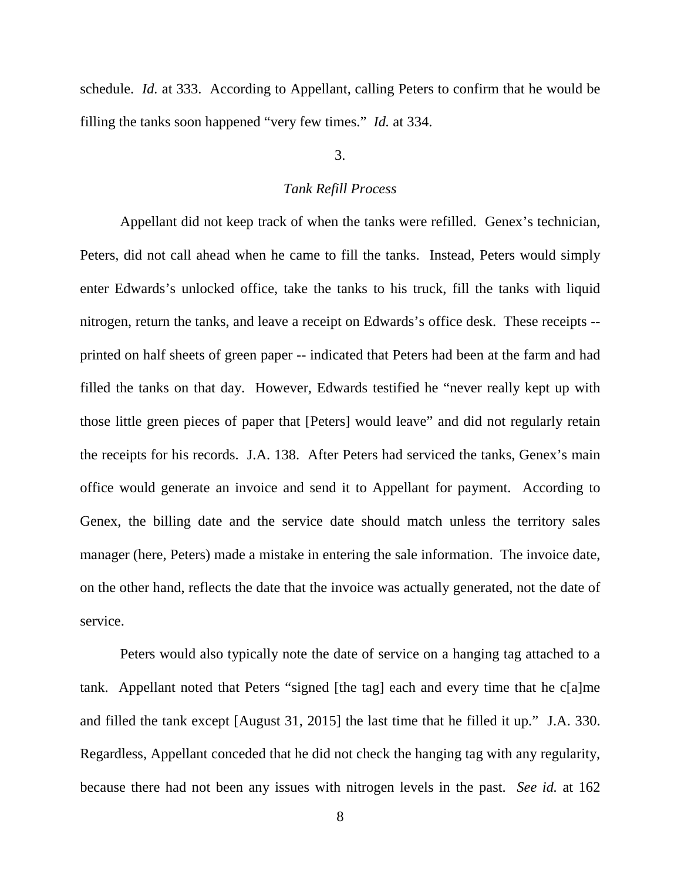schedule. *Id.* at 333. According to Appellant, calling Peters to confirm that he would be filling the tanks soon happened "very few times." *Id.* at 334.

3.

*Tank Refill Process*

Appellant did not keep track of when the tanks were refilled. Genex's technician, Peters, did not call ahead when he came to fill the tanks. Instead, Peters would simply enter Edwards's unlocked office, take the tanks to his truck, fill the tanks with liquid nitrogen, return the tanks, and leave a receipt on Edwards's office desk. These receipts -- printed on half sheets of green paper -- indicated that Peters had been at the farm and had filled the tanks on that day. However, Edwards testified he "never really kept up with those little green pieces of paper that [Peters] would leave" and did not regularly retain the receipts for his records. J.A. 138. After Peters had serviced the tanks, Genex's main office would generate an invoice and send it to Appellant for payment. According to Genex, the billing date and the service date should match unless the territory sales manager (here, Peters) made a mistake in entering the sale information. The invoice date, on the other hand, reflects the date that the invoice was actually generated, not the date of service.

Peters would also typically note the date of service on a hanging tag attached to a tank. Appellant noted that Peters "signed [the tag] each and every time that he c[a]me and filled the tank except [August 31, 2015] the last time that he filled it up." J.A. 330. Regardless, Appellant conceded that he did not check the hanging tag with any regularity, because there had not been any issues with nitrogen levels in the past. *See id.* at 162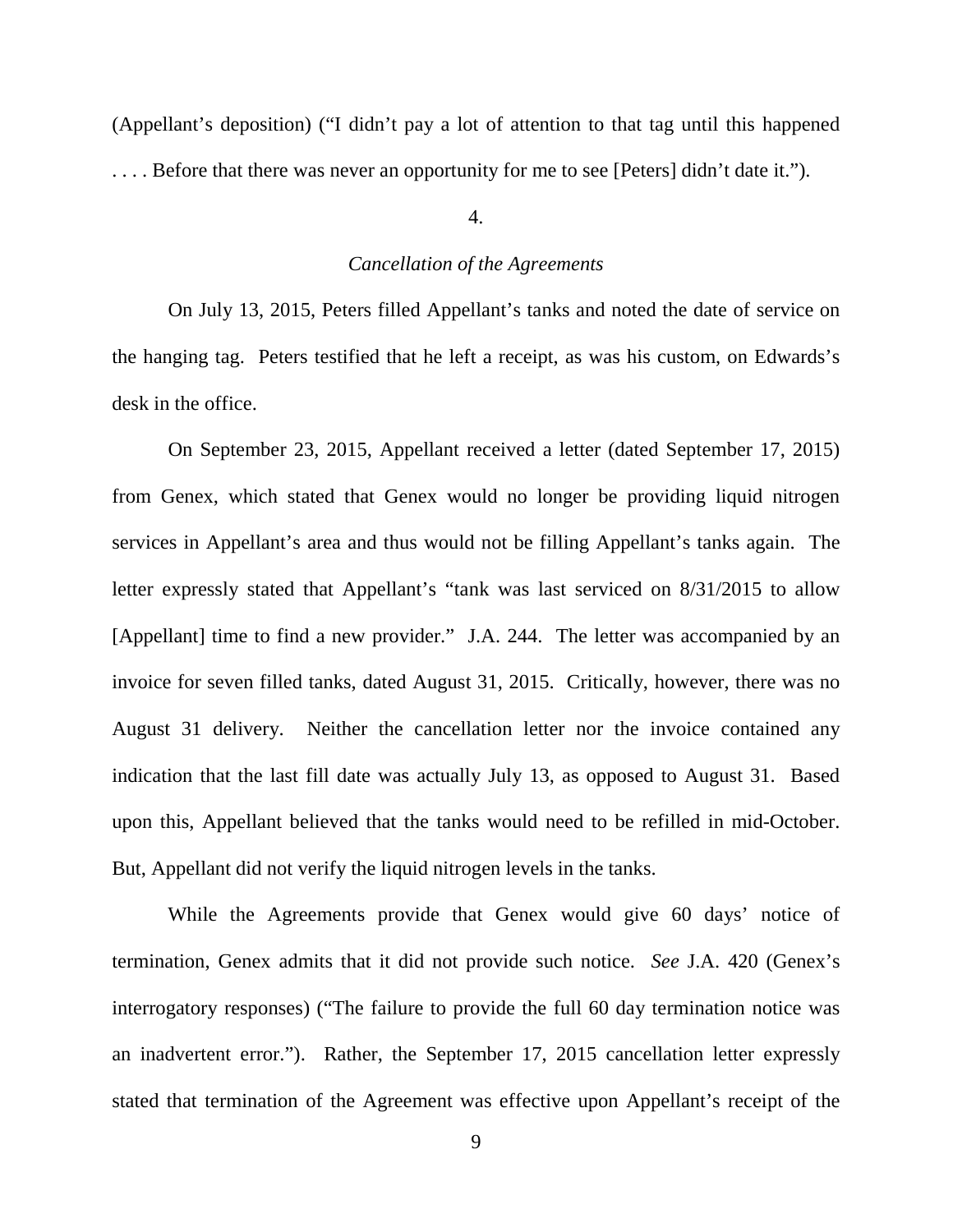(Appellant's deposition) ("I didn't pay a lot of attention to that tag until this happened . . . . Before that there was never an opportunity for me to see [Peters] didn't date it.").

4.

*Cancellation of the Agreements*

On July 13, 2015, Peters filled Appellant's tanks and noted the date of service on the hanging tag. Peters testified that he left a receipt, as was his custom, on Edwards's desk in the office.

On September 23, 2015, Appellant received a letter (dated September 17, 2015) from Genex, which stated that Genex would no longer be providing liquid nitrogen services in Appellant's area and thus would not be filling Appellant's tanks again. The letter expressly stated that Appellant's "tank was last serviced on 8/31/2015 to allow [Appellant] time to find a new provider." J.A. 244. The letter was accompanied by an invoice for seven filled tanks, dated August 31, 2015. Critically, however, there was no August 31 delivery. Neither the cancellation letter nor the invoice contained any indication that the last fill date was actually July 13, as opposed to August 31. Based upon this, Appellant believed that the tanks would need to be refilled in mid-October. But, Appellant did not verify the liquid nitrogen levels in the tanks.

While the Agreements provide that Genex would give 60 days' notice of termination, Genex admits that it did not provide such notice. *See* J.A. 420 (Genex's interrogatory responses) ("The failure to provide the full 60 day termination notice was an inadvertent error."). Rather, the September 17, 2015 cancellation letter expressly stated that termination of the Agreement was effective upon Appellant's receipt of the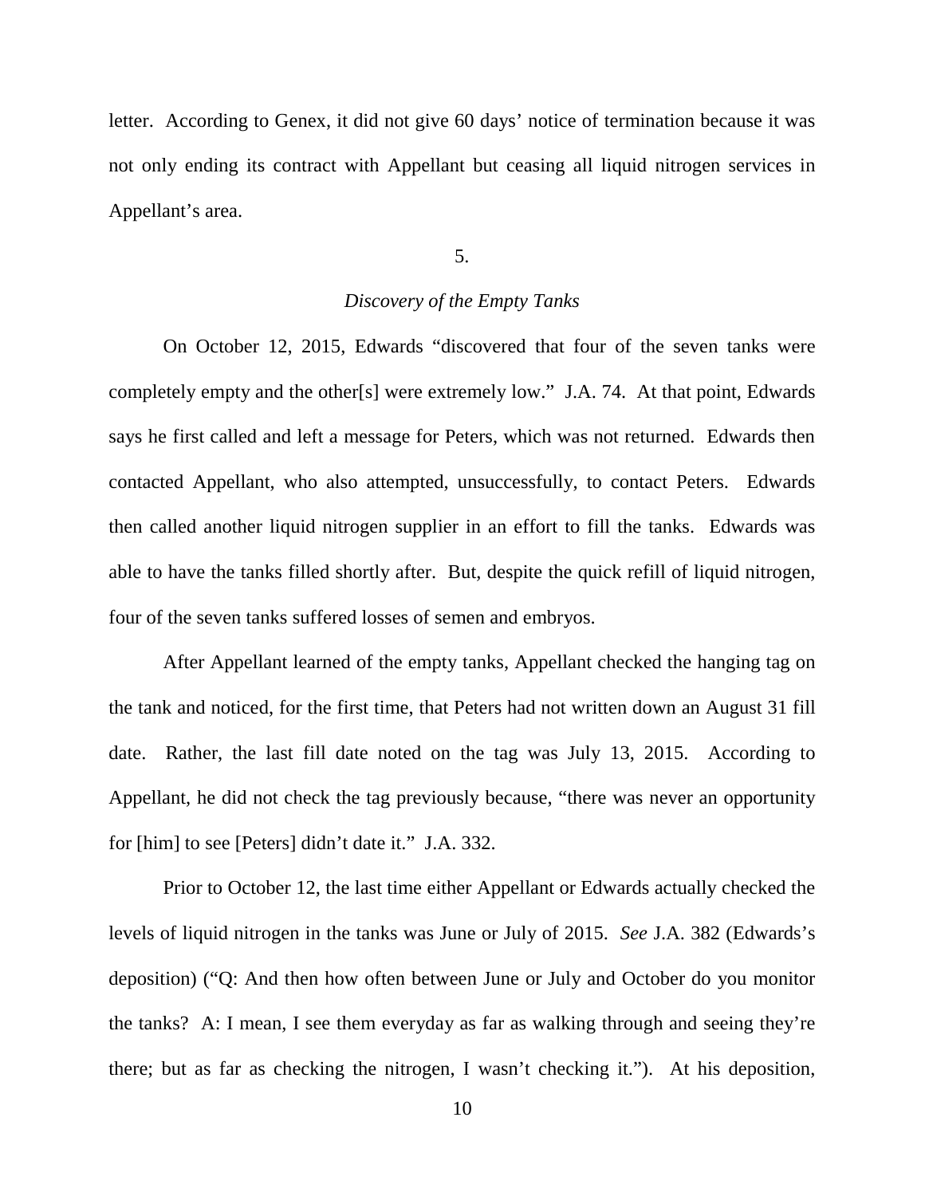letter. According to Genex, it did not give 60 days' notice of termination because it was not only ending its contract with Appellant but ceasing all liquid nitrogen services in Appellant's area.

5.

*Discovery of the Empty Tanks*

On October 12, 2015, Edwards "discovered that four of the seven tanks were completely empty and the other[s] were extremely low." J.A. 74. At that point, Edwards says he first called and left a message for Peters, which was not returned. Edwards then contacted Appellant, who also attempted, unsuccessfully, to contact Peters. Edwards then called another liquid nitrogen supplier in an effort to fill the tanks. Edwards was able to have the tanks filled shortly after. But, despite the quick refill of liquid nitrogen, four of the seven tanks suffered losses of semen and embryos.

After Appellant learned of the empty tanks, Appellant checked the hanging tag on the tank and noticed, for the first time, that Peters had not written down an August 31 fill date. Rather, the last fill date noted on the tag was July 13, 2015. According to Appellant, he did not check the tag previously because, "there was never an opportunity for [him] to see [Peters] didn't date it." J.A. 332.

Prior to October 12, the last time either Appellant or Edwards actually checked the levels of liquid nitrogen in the tanks was June or July of 2015. *See* J.A. 382 (Edwards's deposition) ("Q: And then how often between June or July and October do you monitor the tanks? A: I mean, I see them everyday as far as walking through and seeing they're there; but as far as checking the nitrogen, I wasn't checking it."). At his deposition,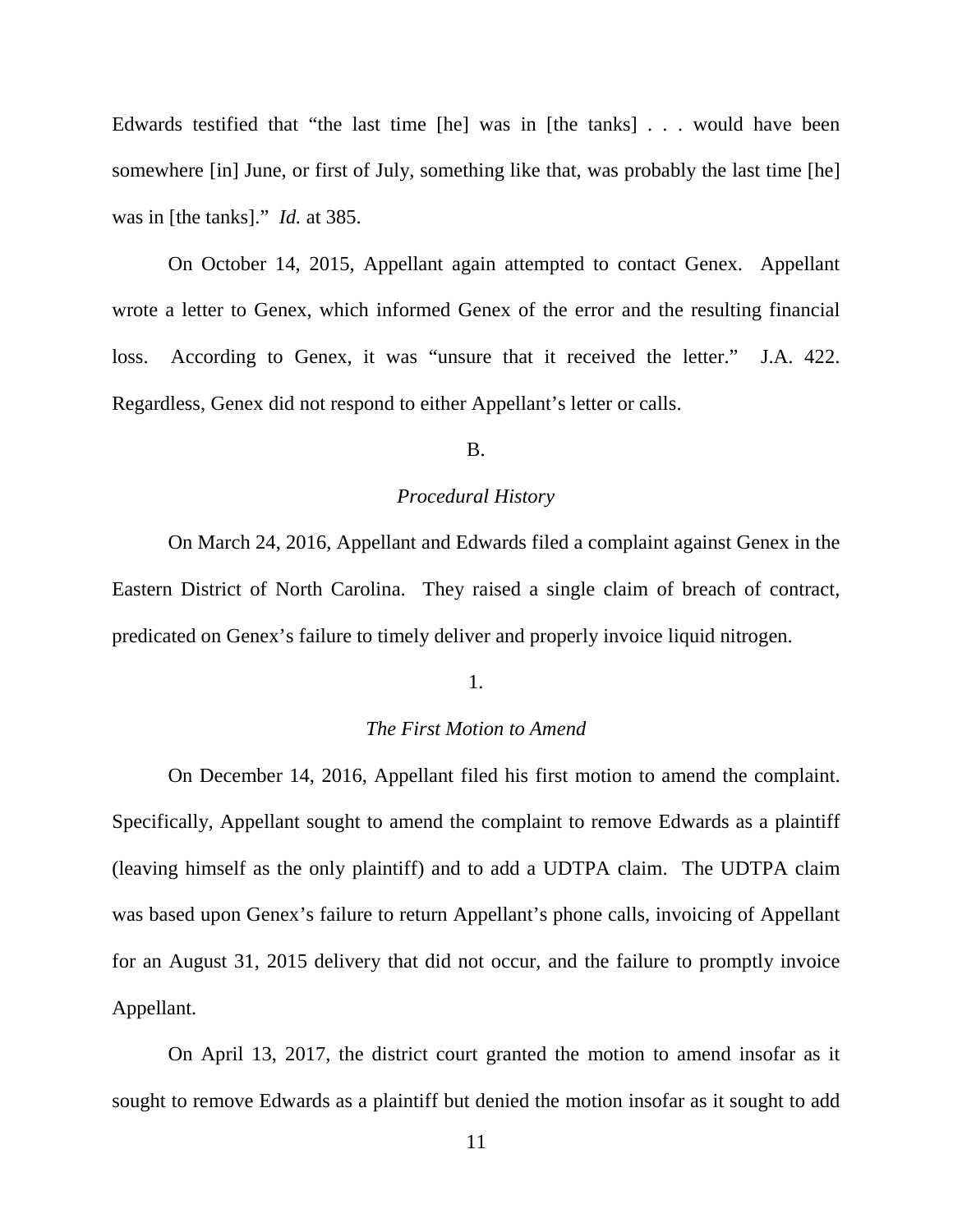Edwards testified that "the last time [he] was in [the tanks] . . . would have been somewhere [in] June, or first of July, something like that, was probably the last time [he] was in [the tanks]." *Id.* at 385.

On October 14, 2015, Appellant again attempted to contact Genex. Appellant wrote a letter to Genex, which informed Genex of the error and the resulting financial loss. According to Genex, it was "unsure that it received the letter." J.A. 422. Regardless, Genex did not respond to either Appellant's letter or calls.

B.

*Procedural History*

On March 24, 2016, Appellant and Edwards filed a complaint against Genex in the Eastern District of North Carolina. They raised a single claim of breach of contract, predicated on Genex's failure to timely deliver and properly invoice liquid nitrogen.

1.

*The First Motion to Amend*

On December 14, 2016, Appellant filed his first motion to amend the complaint. Specifically, Appellant sought to amend the complaint to remove Edwards as a plaintiff (leaving himself as the only plaintiff) and to add a UDTPA claim. The UDTPA claim was based upon Genex's failure to return Appellant's phone calls, invoicing of Appellant for an August 31, 2015 delivery that did not occur, and the failure to promptly invoice Appellant.

On April 13, 2017, the district court granted the motion to amend insofar as it sought to remove Edwards as a plaintiff but denied the motion insofar as it sought to add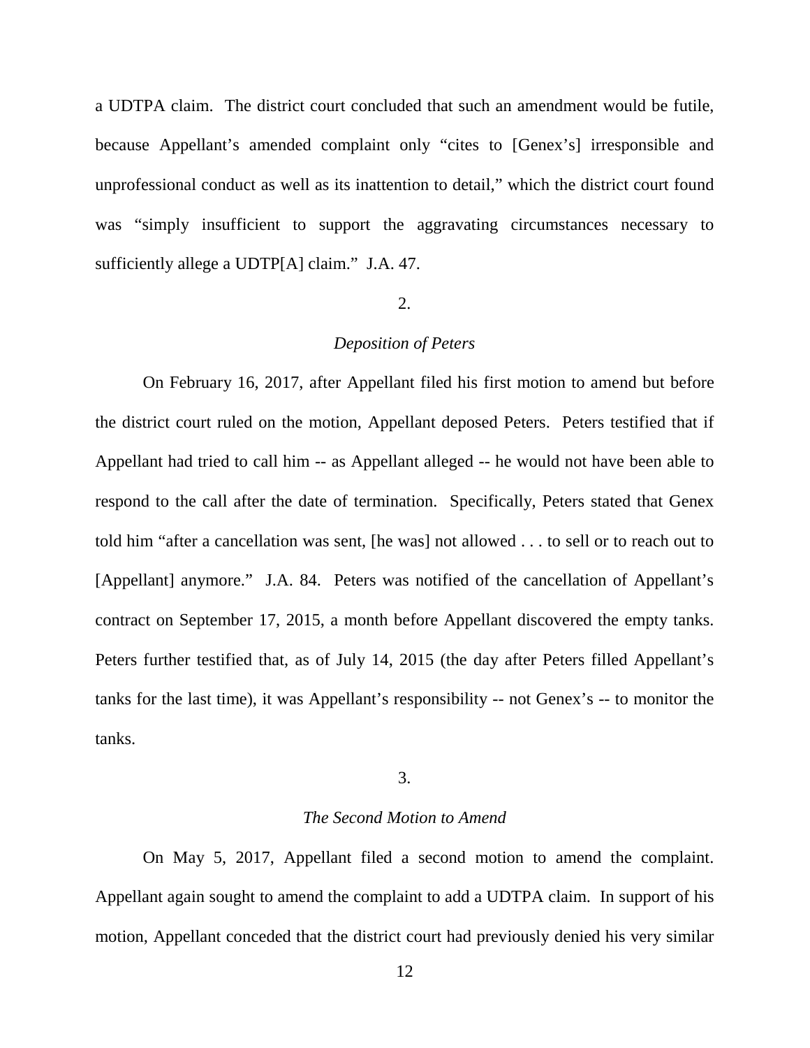a UDTPA claim. The district court concluded that such an amendment would be futile, because Appellant's amended complaint only "cites to [Genex's] irresponsible and unprofessional conduct as well as its inattention to detail," which the district court found was "simply insufficient to support the aggravating circumstances necessary to sufficiently allege a UDTP[A] claim." J.A. 47.

### 2.

### *Deposition of Peters*

On February 16, 2017, after Appellant filed his first motion to amend but before the district court ruled on the motion, Appellant deposed Peters. Peters testified that if Appellant had tried to call him -- as Appellant alleged -- he would not have been able to respond to the call after the date of termination. Specifically, Peters stated that Genex told him "after a cancellation was sent, [he was] not allowed . . . to sell or to reach out to [Appellant] anymore." J.A. 84. Peters was notified of the cancellation of Appellant's contract on September 17, 2015, a month before Appellant discovered the empty tanks. Peters further testified that, as of July 14, 2015 (the day after Peters filled Appellant's tanks for the last time), it was Appellant's responsibility -- not Genex's -- to monitor the tanks.

### 3.

### *The Second Motion to Amend*

On May 5, 2017, Appellant filed a second motion to amend the complaint. Appellant again sought to amend the complaint to add a UDTPA claim. In support of his motion, Appellant conceded that the district court had previously denied his very similar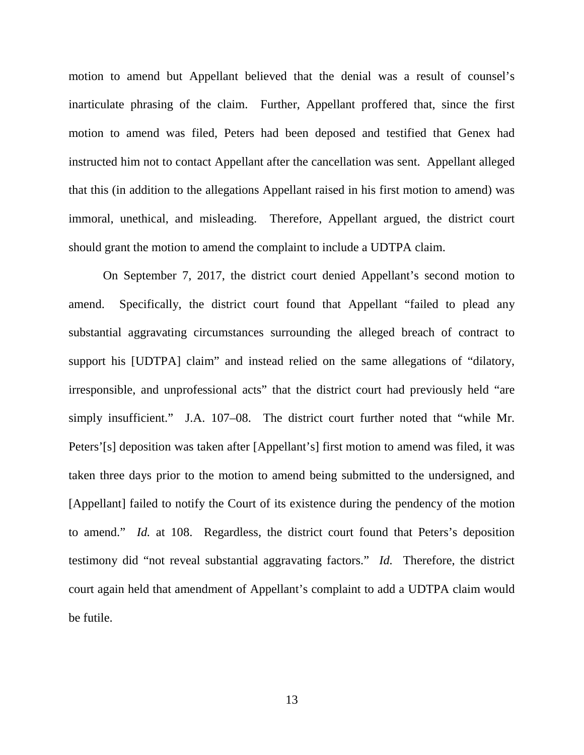motion to amend but Appellant believed that the denial was a result of counsel's inarticulate phrasing of the claim. Further, Appellant proffered that, since the first motion to amend was filed, Peters had been deposed and testified that Genex had instructed him not to contact Appellant after the cancellation was sent. Appellant alleged that this (in addition to the allegations Appellant raised in his first motion to amend) was immoral, unethical, and misleading. Therefore, Appellant argued, the district court should grant the motion to amend the complaint to include a UDTPA claim.

On September 7, 2017, the district court denied Appellant's second motion to amend. Specifically, the district court found that Appellant "failed to plead any substantial aggravating circumstances surrounding the alleged breach of contract to support his [UDTPA] claim" and instead relied on the same allegations of "dilatory, irresponsible, and unprofessional acts" that the district court had previously held "are simply insufficient." J.A. 107–08. The district court further noted that "while Mr. Peters'[s] deposition was taken after [Appellant's] first motion to amend was filed, it was taken three days prior to the motion to amend being submitted to the undersigned, and [Appellant] failed to notify the Court of its existence during the pendency of the motion to amend." *Id.* at 108. Regardless, the district court found that Peters's deposition testimony did "not reveal substantial aggravating factors." *Id.* Therefore, the district court again held that amendment of Appellant's complaint to add a UDTPA claim would be futile.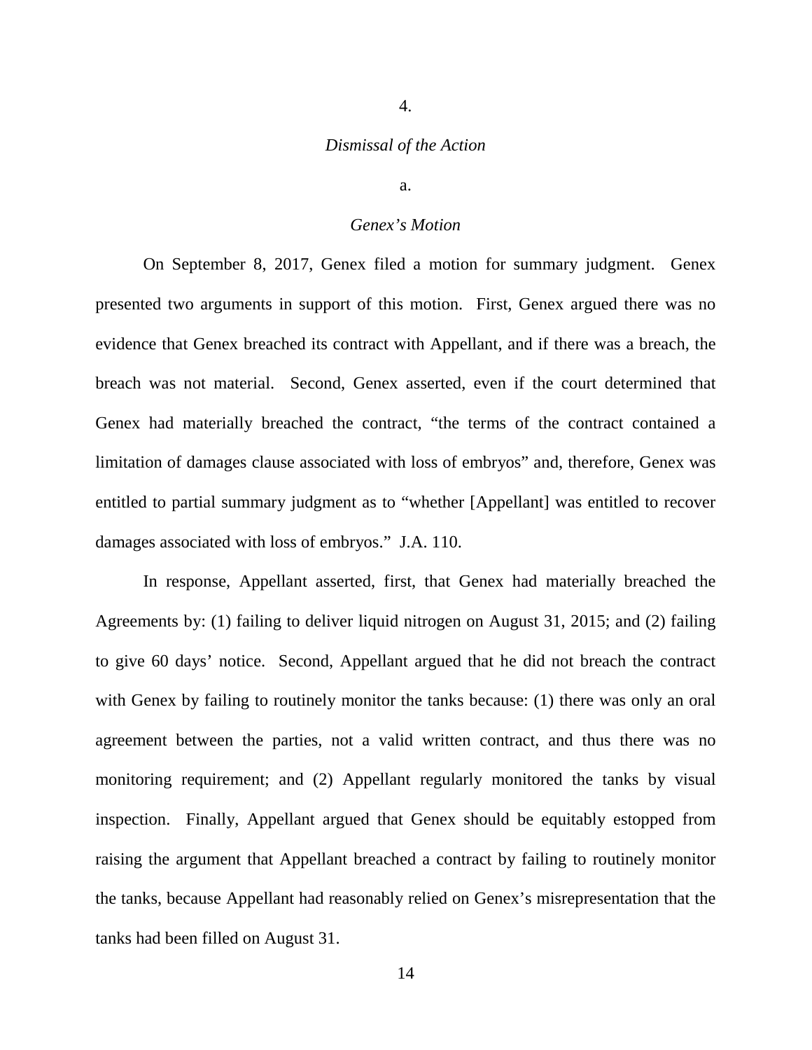4.

*Dismissal of the Action*

a.

*Genex's Motion*

On September 8, 2017, Genex filed a motion for summary judgment. Genex presented two arguments in support of this motion. First, Genex argued there was no evidence that Genex breached its contract with Appellant, and if there was a breach, the breach was not material. Second, Genex asserted, even if the court determined that Genex had materially breached the contract, "the terms of the contract contained a limitation of damages clause associated with loss of embryos" and, therefore, Genex was entitled to partial summary judgment as to "whether [Appellant] was entitled to recover damages associated with loss of embryos." J.A. 110.

In response, Appellant asserted, first, that Genex had materially breached the Agreements by: (1) failing to deliver liquid nitrogen on August 31, 2015; and (2) failing to give 60 days' notice. Second, Appellant argued that he did not breach the contract with Genex by failing to routinely monitor the tanks because: (1) there was only an oral agreement between the parties, not a valid written contract, and thus there was no monitoring requirement; and (2) Appellant regularly monitored the tanks by visual inspection. Finally, Appellant argued that Genex should be equitably estopped from raising the argument that Appellant breached a contract by failing to routinely monitor the tanks, because Appellant had reasonably relied on Genex's misrepresentation that the tanks had been filled on August 31.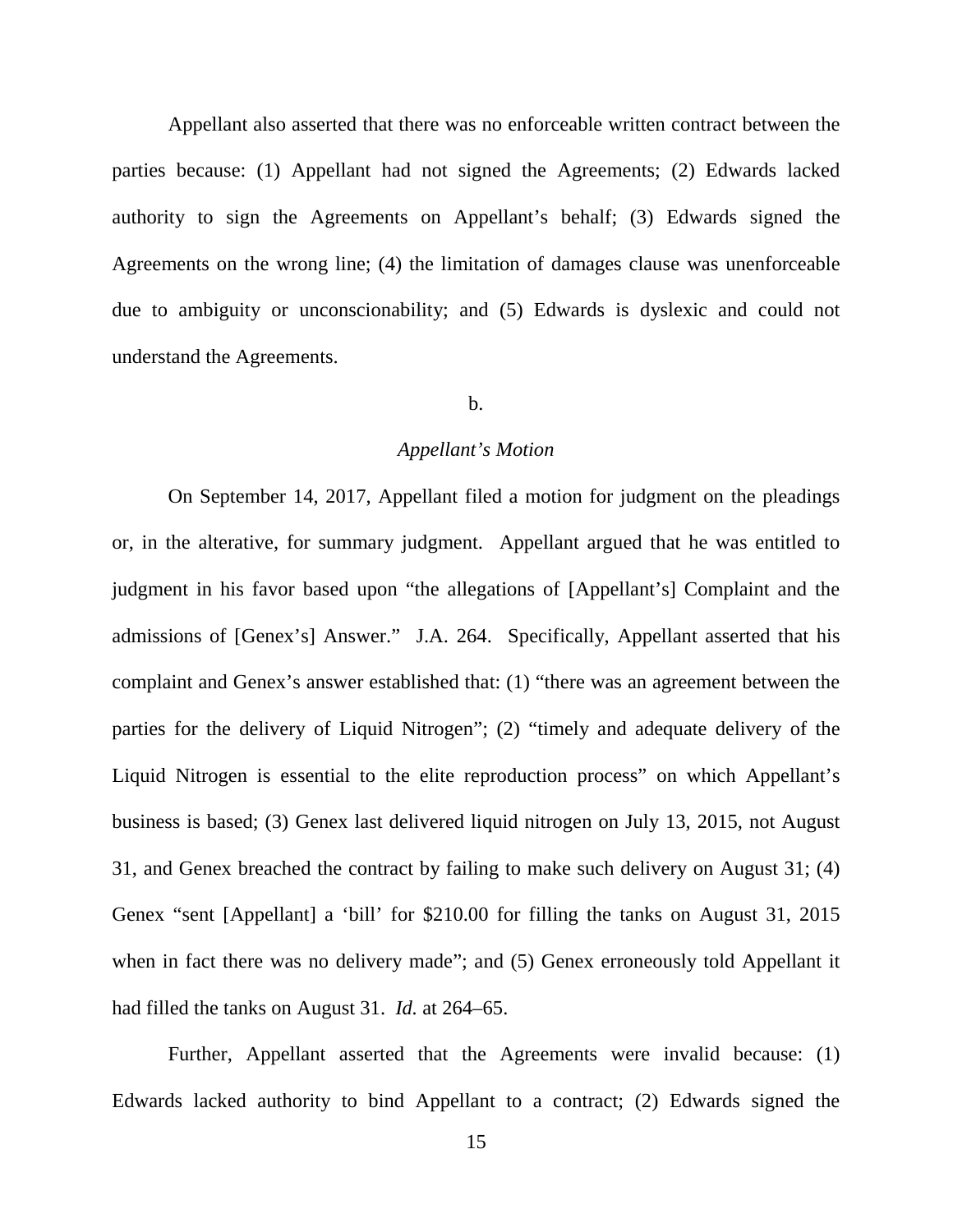Appellant also asserted that there was no enforceable written contract between the parties because: (1) Appellant had not signed the Agreements; (2) Edwards lacked authority to sign the Agreements on Appellant's behalf; (3) Edwards signed the Agreements on the wrong line; (4) the limitation of damages clause was unenforceable due to ambiguity or unconscionability; and (5) Edwards is dyslexic and could not understand the Agreements.

b.

*Appellant's Motion*

On September 14, 2017, Appellant filed a motion for judgment on the pleadings or, in the alternative, for summary judgment. Appellant argued that he was entitled to judgment in his favor based upon "the allegations of [Appellant's] Complaint and the admissions of [Genex's] Answer." J.A. 264. Specifically, Appellant asserted that his complaint and Genex's answer established that: (1) "there was an agreement between the parties for the delivery of Liquid Nitrogen"; (2) "timely and adequate delivery of the Liquid Nitrogen is essential to the elite reproduction process" on which Appellant's business is based; (3) Genex last delivered liquid nitrogen on July 13, 2015, not August 31, and Genex breached the contract by failing to make such delivery on August 31; (4) Genex "sent [Appellant] a 'bill' for $210.00 for filling the tanks on August 31, 2015 when in fact there was no delivery made"; and (5) Genex erroneously told Appellant it had filled the tanks on August 31. *Id.* at 264–65.

Further, Appellant asserted that the Agreements were invalid because: (1) Edwards lacked authority to bind Appellant to a contract; (2) Edwards signed the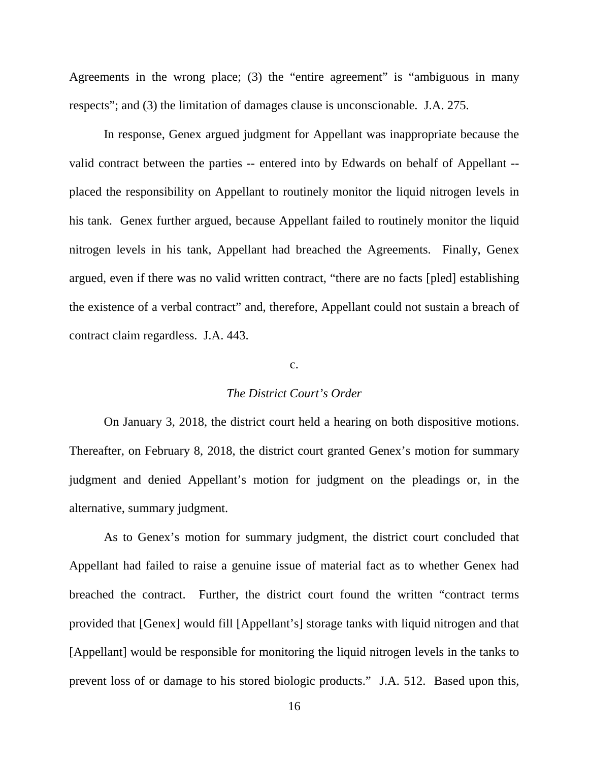Agreements in the wrong place; (3) the "entire agreement" is "ambiguous in many respects"; and (3) the limitation of damages clause is unconscionable. J.A. 275.

In response, Genex argued judgment for Appellant was inappropriate because the valid contract between the parties -- entered into by Edwards on behalf of Appellant -- placed the responsibility on Appellant to routinely monitor the liquid nitrogen levels in his tank. Genex further argued, because Appellant failed to routinely monitor the liquid nitrogen levels in his tank, Appellant had breached the Agreements. Finally, Genex argued, even if there was no valid written contract, "there are no facts [pled] establishing the existence of a verbal contract" and, therefore, Appellant could not sustain a breach of contract claim regardless. J.A. 443.

c.

*The District Court's Order*

On January 3, 2018, the district court held a hearing on both dispositive motions. Thereafter, on February 8, 2018, the district court granted Genex's motion for summary judgment and denied Appellant's motion for judgment on the pleadings or, in the alternative, summary judgment.

As to Genex's motion for summary judgment, the district court concluded that Appellant had failed to raise a genuine issue of material fact as to whether Genex had breached the contract. Further, the district court found the written "contract terms provided that [Genex] would fill [Appellant's] storage tanks with liquid nitrogen and that [Appellant] would be responsible for monitoring the liquid nitrogen levels in the tanks to prevent loss of or damage to his stored biologic products." J.A. 512. Based upon this,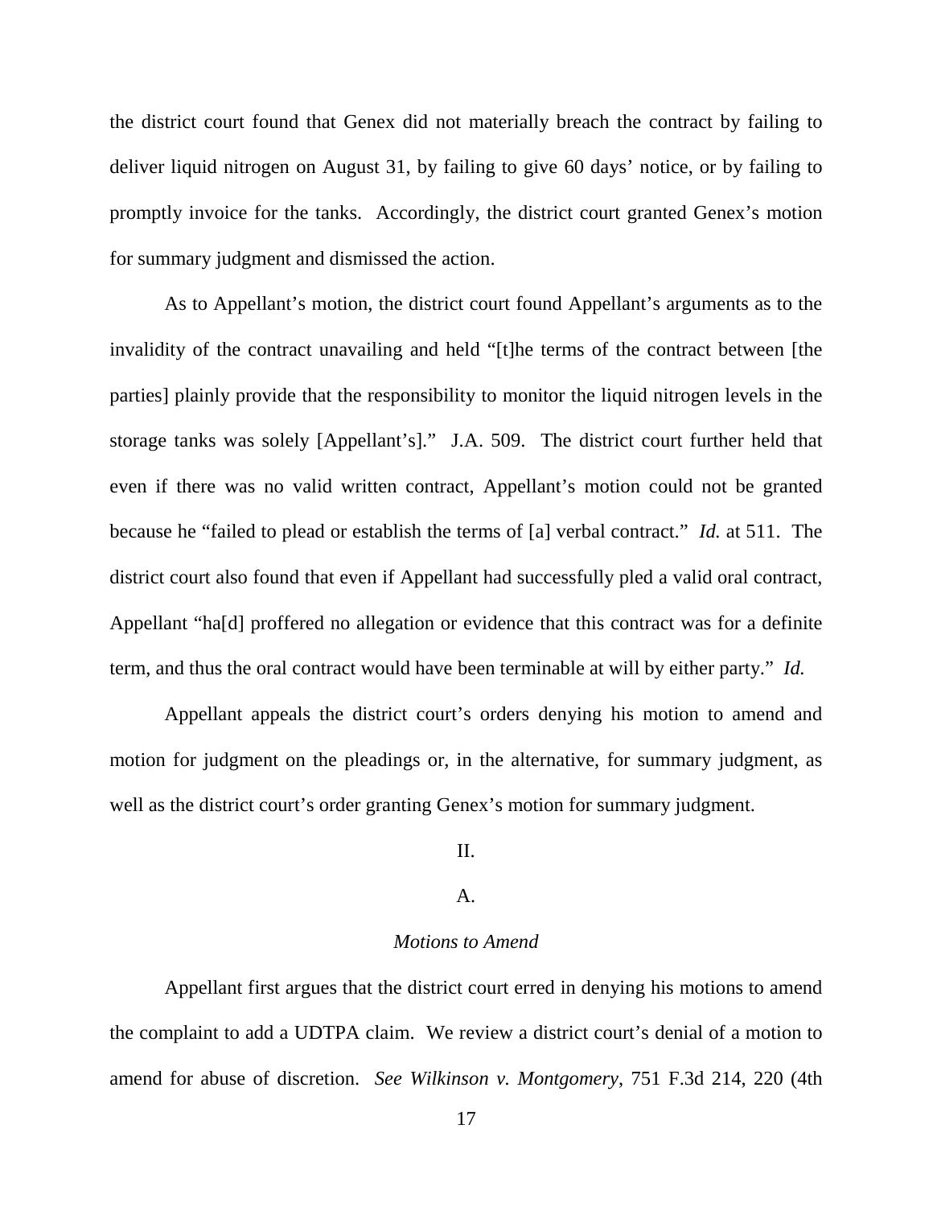the district court found that Genex did not materially breach the contract by failing to deliver liquid nitrogen on August 31, by failing to give 60 days' notice, or by failing to promptly invoice for the tanks. Accordingly, the district court granted Genex's motion for summary judgment and dismissed the action.

As to Appellant's motion, the district court found Appellant's arguments as to the invalidity of the contract unavailing and held "[t]he terms of the contract between [the parties] plainly provide that the responsibility to monitor the liquid nitrogen levels in the storage tanks was solely [Appellant's]." J.A. 509. The district court further held that even if there was no valid written contract, Appellant's motion could not be granted because he "failed to plead or establish the terms of [a] verbal contract." *Id.* at 511. The district court also found that even if Appellant had successfully pled a valid oral contract, Appellant "ha[d] proffered no allegation or evidence that this contract was for a definite term, and thus the oral contract would have been terminable at will by either party." *Id.*

Appellant appeals the district court's orders denying his motion to amend and motion for judgment on the pleadings or, in the alternative, for summary judgment, as well as the district court's order granting Genex's motion for summary judgment.

## II.

### A.

#### *Motions to Amend*

Appellant first argues that the district court erred in denying his motions to amend the complaint to add a UDTPA claim. We review a district court's denial of a motion to amend for abuse of discretion. *See Wilkinson v. Montgomery*, 751 F.3d 214, 220 (4th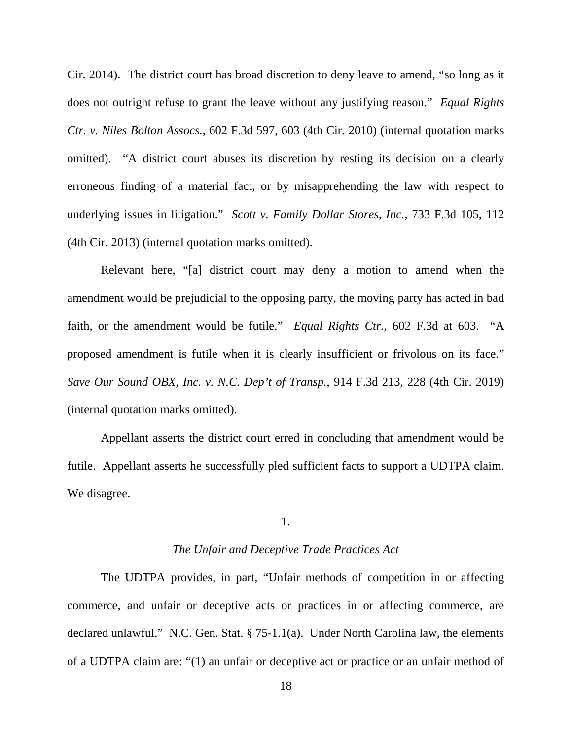Cir. 2014). The district court has broad discretion to deny leave to amend, "so long as it does not outright refuse to grant the leave without any justifying reason." *Equal Rights Ctr. v. Niles Bolton Assocs.*, 602 F.3d 597, 603 (4th Cir. 2010) (internal quotation marks omitted). "A district court abuses its discretion by resting its decision on a clearly erroneous finding of a material fact, or by misapprehending the law with respect to underlying issues in litigation." *Scott v. Family Dollar Stores, Inc.*, 733 F.3d 105, 112 (4th Cir. 2013) (internal quotation marks omitted).

Relevant here, "[a] district court may deny a motion to amend when the amendment would be prejudicial to the opposing party, the moving party has acted in bad faith, or the amendment would be futile." *Equal Rights Ctr.*, 602 F.3d at 603. "A proposed amendment is futile when it is clearly insufficient or frivolous on its face." *Save Our Sound OBX, Inc. v. N.C. Dep't of Transp.*, 914 F.3d 213, 228 (4th Cir. 2019) (internal quotation marks omitted).

Appellant asserts the district court erred in concluding that amendment would be futile. Appellant asserts he successfully pled sufficient facts to support a UDTPA claim. We disagree.

1.

*The Unfair and Deceptive Trade Practices Act*

The UDTPA provides, in part, "Unfair methods of competition in or affecting commerce, and unfair or deceptive acts or practices in or affecting commerce, are declared unlawful." N.C. Gen. Stat. § 75-1.1(a). Under North Carolina law, the elements of a UDTPA claim are: "(1) an unfair or deceptive act or practice or an unfair method of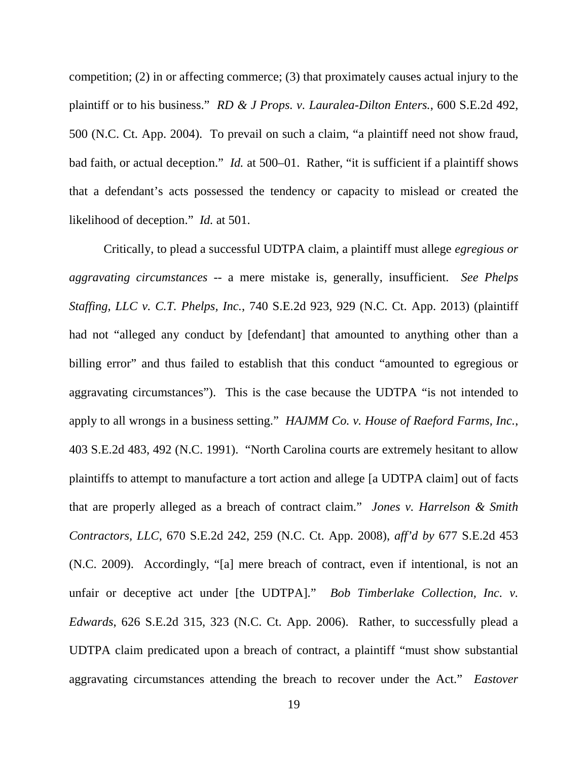competition; (2) in or affecting commerce; (3) that proximately causes actual injury to the plaintiff or to his business." *RD & J Props. v. Lauralea-Dilton Enters.*, 600 S.E.2d 492, 500 (N.C. Ct. App. 2004). To prevail on such a claim, "a plaintiff need not show fraud, bad faith, or actual deception." *Id.* at 500–01. Rather, "it is sufficient if a plaintiff shows that a defendant's acts possessed the tendency or capacity to mislead or created the likelihood of deception." *Id.* at 501.

Critically, to plead a successful UDTPA claim, a plaintiff must allege *egregious or aggravating circumstances* -- a mere mistake is, generally, insufficient. *See Phelps Staffing, LLC v. C.T. Phelps, Inc.*, 740 S.E.2d 923, 929 (N.C. Ct. App. 2013) (plaintiff had not "alleged any conduct by [defendant] that amounted to anything other than a billing error" and thus failed to establish that this conduct "amounted to egregious or aggravating circumstances"). This is the case because the UDTPA "is not intended to apply to all wrongs in a business setting." *HAJMM Co. v. House of Raeford Farms, Inc.*, 403 S.E.2d 483, 492 (N.C. 1991). "North Carolina courts are extremely hesitant to allow plaintiffs to attempt to manufacture a tort action and allege [a UDTPA claim] out of facts that are properly alleged as a breach of contract claim." *Jones v. Harrelson & Smith Contractors, LLC*, 670 S.E.2d 242, 259 (N.C. Ct. App. 2008), *aff'd by* 677 S.E.2d 453 (N.C. 2009). Accordingly, "[a] mere breach of contract, even if intentional, is not an unfair or deceptive act under [the UDTPA]." *Bob Timberlake Collection, Inc. v. Edwards*, 626 S.E.2d 315, 323 (N.C. Ct. App. 2006). Rather, to successfully plead a UDTPA claim predicated upon a breach of contract, a plaintiff "must show substantial aggravating circumstances attending the breach to recover under the Act." *Eastover*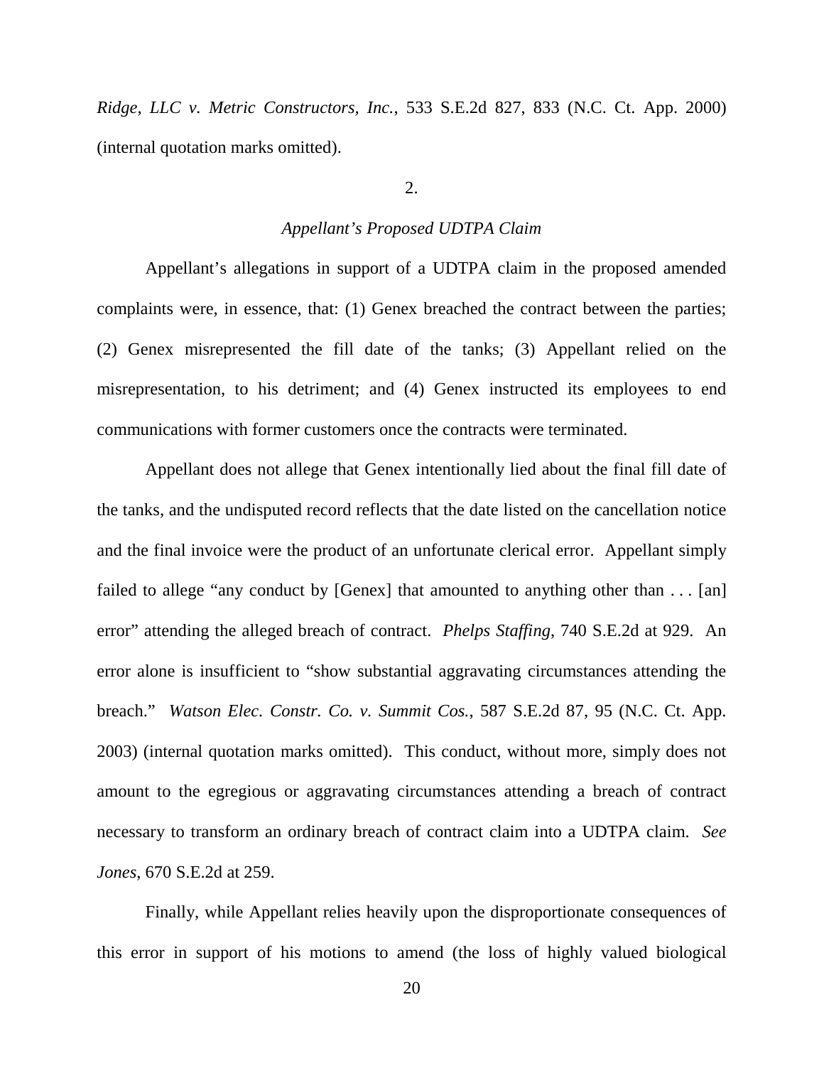*Ridge, LLC v. Metric Constructors, Inc.*, 533 S.E.2d 827, 833 (N.C. Ct. App. 2000) (internal quotation marks omitted).

2.

*Appellant's Proposed UDTPA Claim*

Appellant's allegations in support of a UDTPA claim in the proposed amended complaints were, in essence, that: (1) Genex breached the contract between the parties; (2) Genex misrepresented the fill date of the tanks; (3) Appellant relied on the misrepresentation, to his detriment; and (4) Genex instructed its employees to end communications with former customers once the contracts were terminated.

Appellant does not allege that Genex intentionally lied about the final fill date of the tanks, and the undisputed record reflects that the date listed on the cancellation notice and the final invoice were the product of an unfortunate clerical error. Appellant simply failed to allege "any conduct by [Genex] that amounted to anything other than . . . [an] error" attending the alleged breach of contract. *Phelps Staffing*, 740 S.E.2d at 929. An error alone is insufficient to "show substantial aggravating circumstances attending the breach." *Watson Elec. Constr. Co. v. Summit Cos.*, 587 S.E.2d 87, 95 (N.C. Ct. App. 2003) (internal quotation marks omitted). This conduct, without more, simply does not amount to the egregious or aggravating circumstances attending a breach of contract necessary to transform an ordinary breach of contract claim into a UDTPA claim. *See Jones*, 670 S.E.2d at 259.

Finally, while Appellant relies heavily upon the disproportionate consequences of this error in support of his motions to amend (the loss of highly valued biological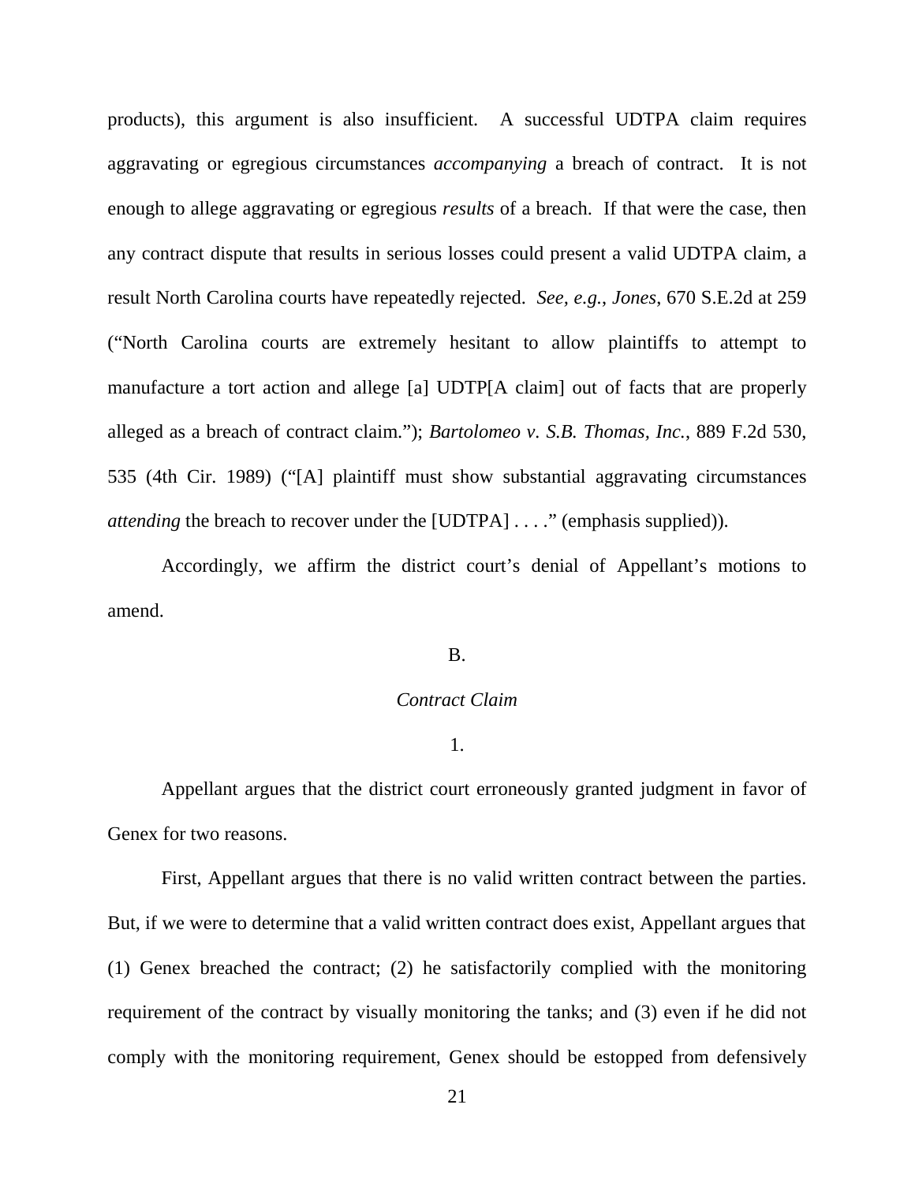products), this argument is also insufficient. A successful UDTPA claim requires aggravating or egregious circumstances *accompanying* a breach of contract. It is not enough to allege aggravating or egregious *results* of a breach. If that were the case, then any contract dispute that results in serious losses could present a valid UDTPA claim, a result North Carolina courts have repeatedly rejected. *See, e.g.*, *Jones*, 670 S.E.2d at 259 ("North Carolina courts are extremely hesitant to allow plaintiffs to attempt to manufacture a tort action and allege [a] UDTP[A claim] out of facts that are properly alleged as a breach of contract claim."); *Bartolomeo v. S.B. Thomas, Inc.*, 889 F.2d 530, 535 (4th Cir. 1989) ("[A] plaintiff must show substantial aggravating circumstances *attending* the breach to recover under the [UDTPA] . . . ." (emphasis supplied)).

Accordingly, we affirm the district court's denial of Appellant's motions to amend.

B.

*Contract Claim*

1.

Appellant argues that the district court erroneously granted judgment in favor of Genex for two reasons.

First, Appellant argues that there is no valid written contract between the parties. But, if we were to determine that a valid written contract does exist, Appellant argues that (1) Genex breached the contract; (2) he satisfactorily complied with the monitoring requirement of the contract by visually monitoring the tanks; and (3) even if he did not comply with the monitoring requirement, Genex should be estopped from defensively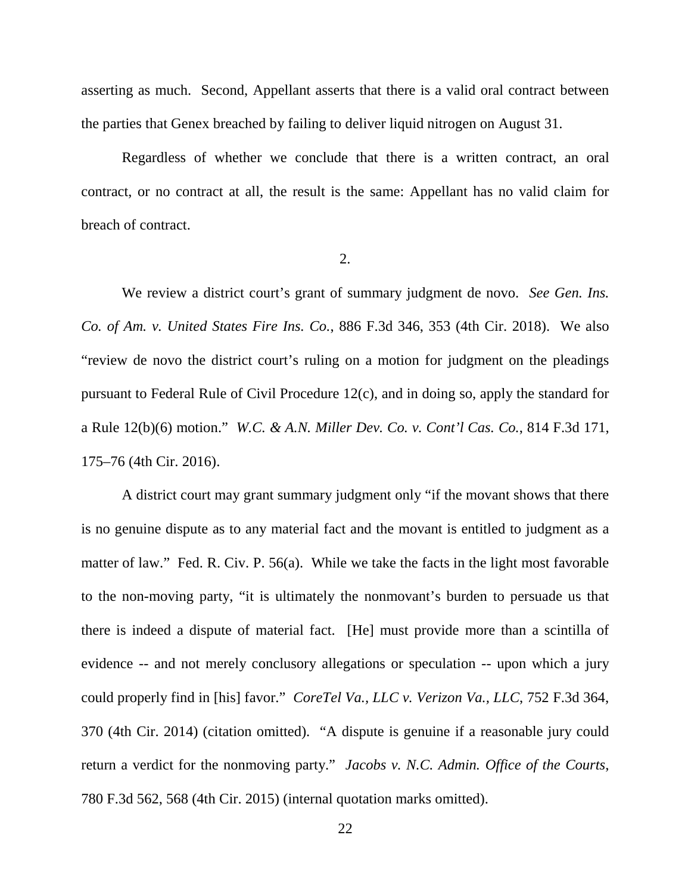asserting as much. Second, Appellant asserts that there is a valid oral contract between the parties that Genex breached by failing to deliver liquid nitrogen on August 31.

Regardless of whether we conclude that there is a written contract, an oral contract, or no contract at all, the result is the same: Appellant has no valid claim for breach of contract.

2.

We review a district court's grant of summary judgment de novo. *See Gen. Ins. Co. of Am. v. United States Fire Ins. Co.*, 886 F.3d 346, 353 (4th Cir. 2018). We also "review de novo the district court's ruling on a motion for judgment on the pleadings pursuant to Federal Rule of Civil Procedure 12(c), and in doing so, apply the standard for a Rule 12(b)(6) motion." *W.C. & A.N. Miller Dev. Co. v. Cont'l Cas. Co.*, 814 F.3d 171, 175–76 (4th Cir. 2016).

A district court may grant summary judgment only "if the movant shows that there is no genuine dispute as to any material fact and the movant is entitled to judgment as a matter of law." Fed. R. Civ. P. 56(a). While we take the facts in the light most favorable to the non-moving party, "it is ultimately the nonmovant's burden to persuade us that there is indeed a dispute of material fact. [He] must provide more than a scintilla of evidence -- and not merely conclusory allegations or speculation -- upon which a jury could properly find in [his] favor." *CoreTel Va., LLC v. Verizon Va., LLC*, 752 F.3d 364, 370 (4th Cir. 2014) (citation omitted). "A dispute is genuine if a reasonable jury could return a verdict for the nonmoving party." *Jacobs v. N.C. Admin. Office of the Courts*, 780 F.3d 562, 568 (4th Cir. 2015) (internal quotation marks omitted).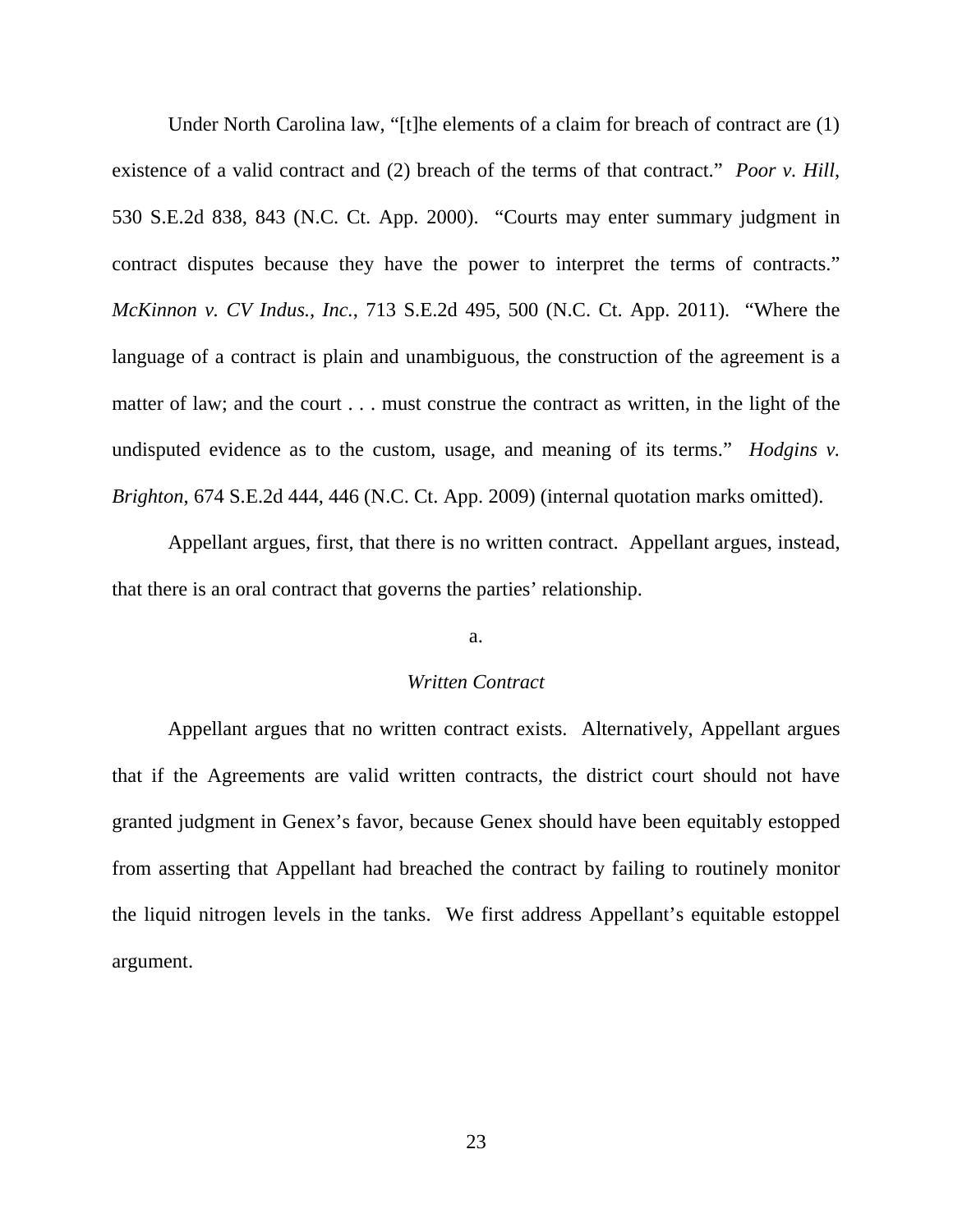Under North Carolina law, "[t]he elements of a claim for breach of contract are (1) existence of a valid contract and (2) breach of the terms of that contract." *Poor v. Hill*, 530 S.E.2d 838, 843 (N.C. Ct. App. 2000). "Courts may enter summary judgment in contract disputes because they have the power to interpret the terms of contracts." *McKinnon v. CV Indus., Inc.*, 713 S.E.2d 495, 500 (N.C. Ct. App. 2011). "Where the language of a contract is plain and unambiguous, the construction of the agreement is a matter of law; and the court . . . must construe the contract as written, in the light of the undisputed evidence as to the custom, usage, and meaning of its terms." *Hodgins v. Brighton*, 674 S.E.2d 444, 446 (N.C. Ct. App. 2009) (internal quotation marks omitted).

Appellant argues, first, that there is no written contract. Appellant argues, instead, that there is an oral contract that governs the parties' relationship.

a.

*Written Contract*

Appellant argues that no written contract exists. Alternatively, Appellant argues that if the Agreements are valid written contracts, the district court should not have granted judgment in Genex's favor, because Genex should have been equitably estopped from asserting that Appellant had breached the contract by failing to routinely monitor the liquid nitrogen levels in the tanks. We first address Appellant's equitable estoppel argument.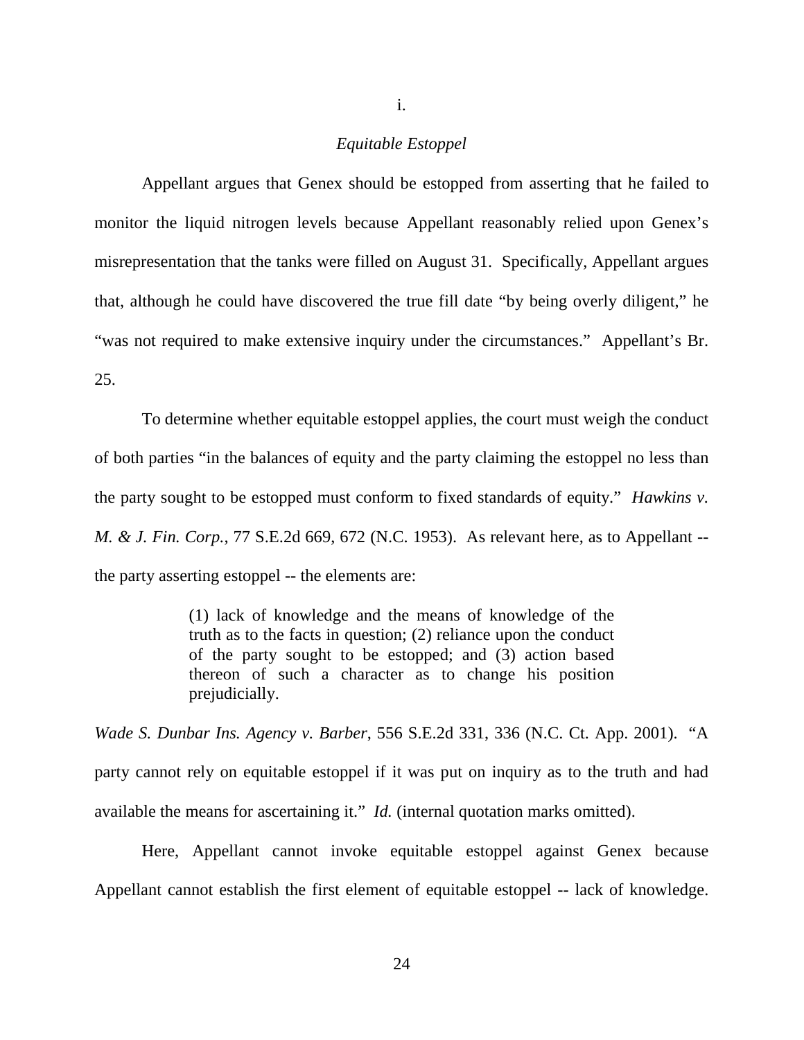i.

*Equitable Estoppel*

Appellant argues that Genex should be estopped from asserting that he failed to monitor the liquid nitrogen levels because Appellant reasonably relied upon Genex's misrepresentation that the tanks were filled on August 31. Specifically, Appellant argues that, although he could have discovered the true fill date "by being overly diligent," he "was not required to make extensive inquiry under the circumstances." Appellant's Br. 25.

To determine whether equitable estoppel applies, the court must weigh the conduct of both parties "in the balances of equity and the party claiming the estoppel no less than the party sought to be estopped must conform to fixed standards of equity." *Hawkins v. M. & J. Fin. Corp.*, 77 S.E.2d 669, 672 (N.C. 1953). As relevant here, as to Appellant -- the party asserting estoppel -- the elements are:

> (1) lack of knowledge and the means of knowledge of the truth as to the facts in question; (2) reliance upon the conduct of the party sought to be estopped; and (3) action based thereon of such a character as to change his position prejudicially.

*Wade S. Dunbar Ins. Agency v. Barber*, 556 S.E.2d 331, 336 (N.C. Ct. App. 2001). "A party cannot rely on equitable estoppel if it was put on inquiry as to the truth and had available the means for ascertaining it." *Id.* (internal quotation marks omitted).

Here, Appellant cannot invoke equitable estoppel against Genex because Appellant cannot establish the first element of equitable estoppel -- lack of knowledge.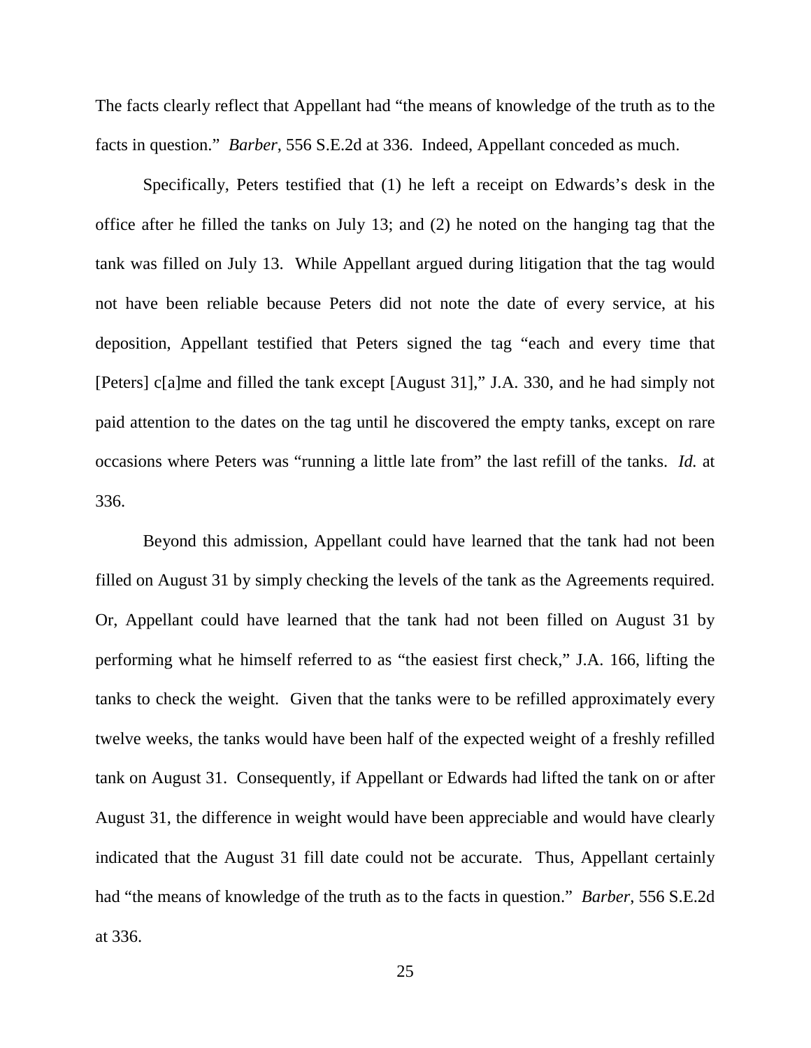The facts clearly reflect that Appellant had "the means of knowledge of the truth as to the facts in question." *Barber*, 556 S.E.2d at 336. Indeed, Appellant conceded as much.

Specifically, Peters testified that (1) he left a receipt on Edwards's desk in the office after he filled the tanks on July 13; and (2) he noted on the hanging tag that the tank was filled on July 13. While Appellant argued during litigation that the tag would not have been reliable because Peters did not note the date of every service, at his deposition, Appellant testified that Peters signed the tag "each and every time that [Peters] c[a]me and filled the tank except [August 31]," J.A. 330, and he had simply not paid attention to the dates on the tag until he discovered the empty tanks, except on rare occasions where Peters was "running a little late from" the last refill of the tanks. *Id.* at 336.

Beyond this admission, Appellant could have learned that the tank had not been filled on August 31 by simply checking the levels of the tank as the Agreements required. Or, Appellant could have learned that the tank had not been filled on August 31 by performing what he himself referred to as "the easiest first check," J.A. 166, lifting the tanks to check the weight. Given that the tanks were to be refilled approximately every twelve weeks, the tanks would have been half of the expected weight of a freshly refilled tank on August 31. Consequently, if Appellant or Edwards had lifted the tank on or after August 31, the difference in weight would have been appreciable and would have clearly indicated that the August 31 fill date could not be accurate. Thus, Appellant certainly had "the means of knowledge of the truth as to the facts in question." *Barber*, 556 S.E.2d at 336.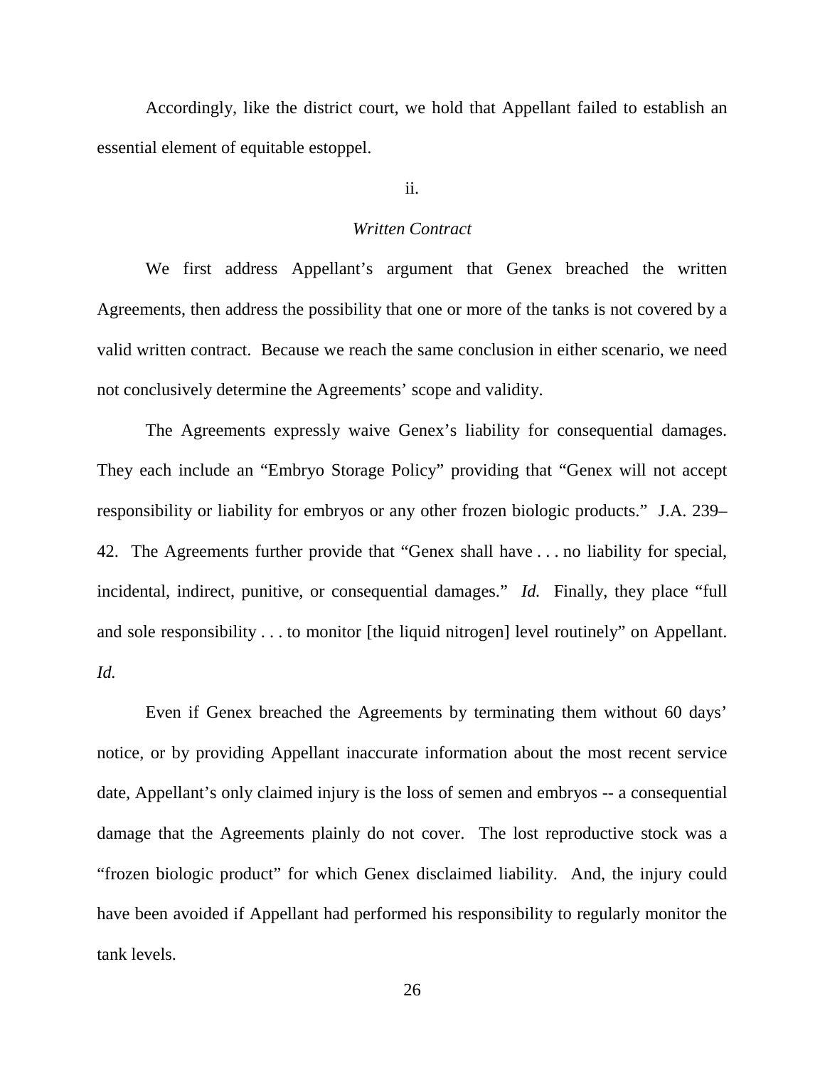Accordingly, like the district court, we hold that Appellant failed to establish an essential element of equitable estoppel.

ii.

*Written Contract*

We first address Appellant's argument that Genex breached the written Agreements, then address the possibility that one or more of the tanks is not covered by a valid written contract. Because we reach the same conclusion in either scenario, we need not conclusively determine the Agreements' scope and validity.

The Agreements expressly waive Genex's liability for consequential damages. They each include an "Embryo Storage Policy" providing that "Genex will not accept responsibility or liability for embryos or any other frozen biologic products." J.A. 239–42. The Agreements further provide that "Genex shall have . . . no liability for special, incidental, indirect, punitive, or consequential damages." *Id.* Finally, they place "full and sole responsibility . . . to monitor [the liquid nitrogen] level routinely" on Appellant. *Id.*

Even if Genex breached the Agreements by terminating them without 60 days' notice, or by providing Appellant inaccurate information about the most recent service date, Appellant's only claimed injury is the loss of semen and embryos -- a consequential damage that the Agreements plainly do not cover. The lost reproductive stock was a "frozen biologic product" for which Genex disclaimed liability. And, the injury could have been avoided if Appellant had performed his responsibility to regularly monitor the tank levels.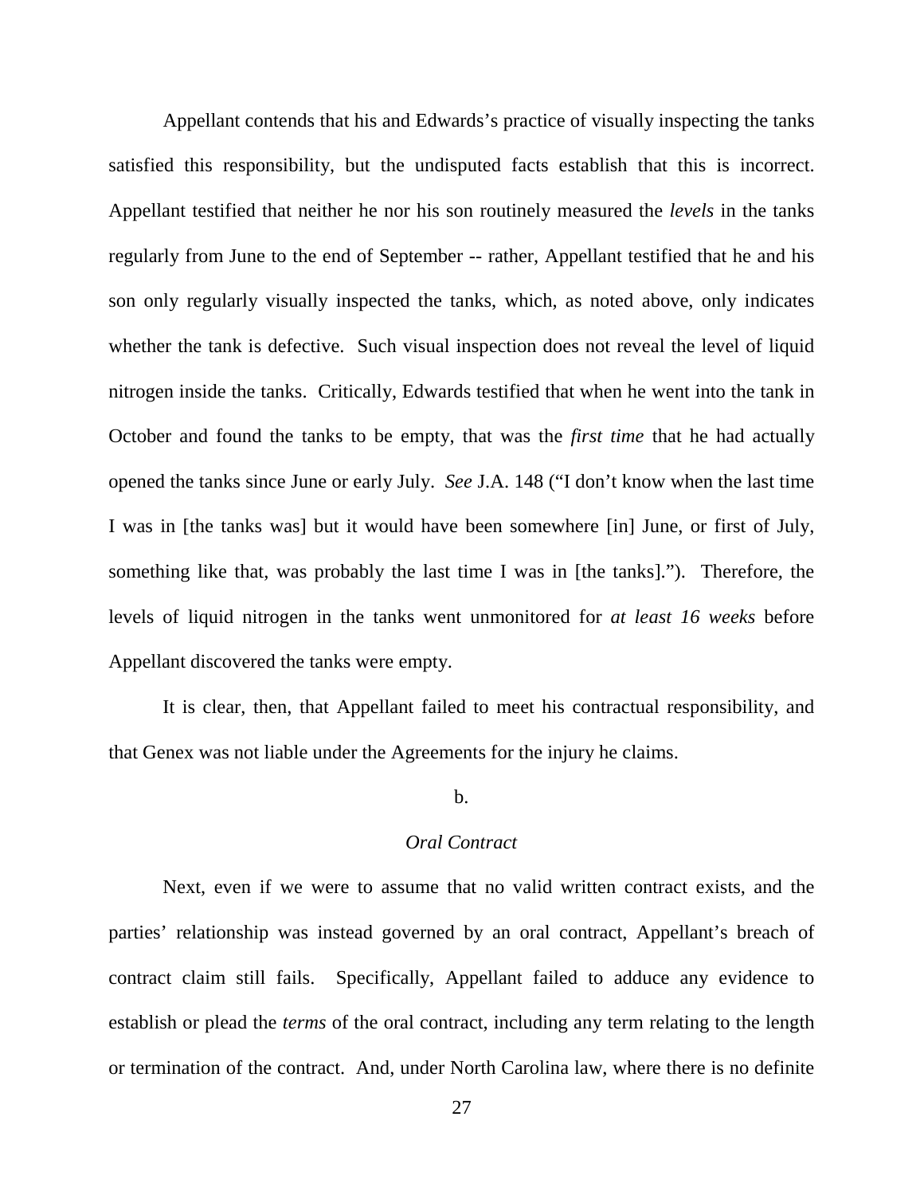Appellant contends that his and Edwards's practice of visually inspecting the tanks satisfied this responsibility, but the undisputed facts establish that this is incorrect. Appellant testified that neither he nor his son routinely measured the *levels* in the tanks regularly from June to the end of September -- rather, Appellant testified that he and his son only regularly visually inspected the tanks, which, as noted above, only indicates whether the tank is defective. Such visual inspection does not reveal the level of liquid nitrogen inside the tanks. Critically, Edwards testified that when he went into the tank in October and found the tanks to be empty, that was the *first time* that he had actually opened the tanks since June or early July. *See* J.A. 148 ("I don't know when the last time I was in [the tanks was] but it would have been somewhere [in] June, or first of July, something like that, was probably the last time I was in [the tanks]."). Therefore, the levels of liquid nitrogen in the tanks went unmonitored for *at least 16 weeks* before Appellant discovered the tanks were empty.

It is clear, then, that Appellant failed to meet his contractual responsibility, and that Genex was not liable under the Agreements for the injury he claims.

b.

*Oral Contract*

Next, even if we were to assume that no valid written contract exists, and the parties' relationship was instead governed by an oral contract, Appellant's breach of contract claim still fails. Specifically, Appellant failed to adduce any evidence to establish or plead the *terms* of the oral contract, including any term relating to the length or termination of the contract. And, under North Carolina law, where there is no definite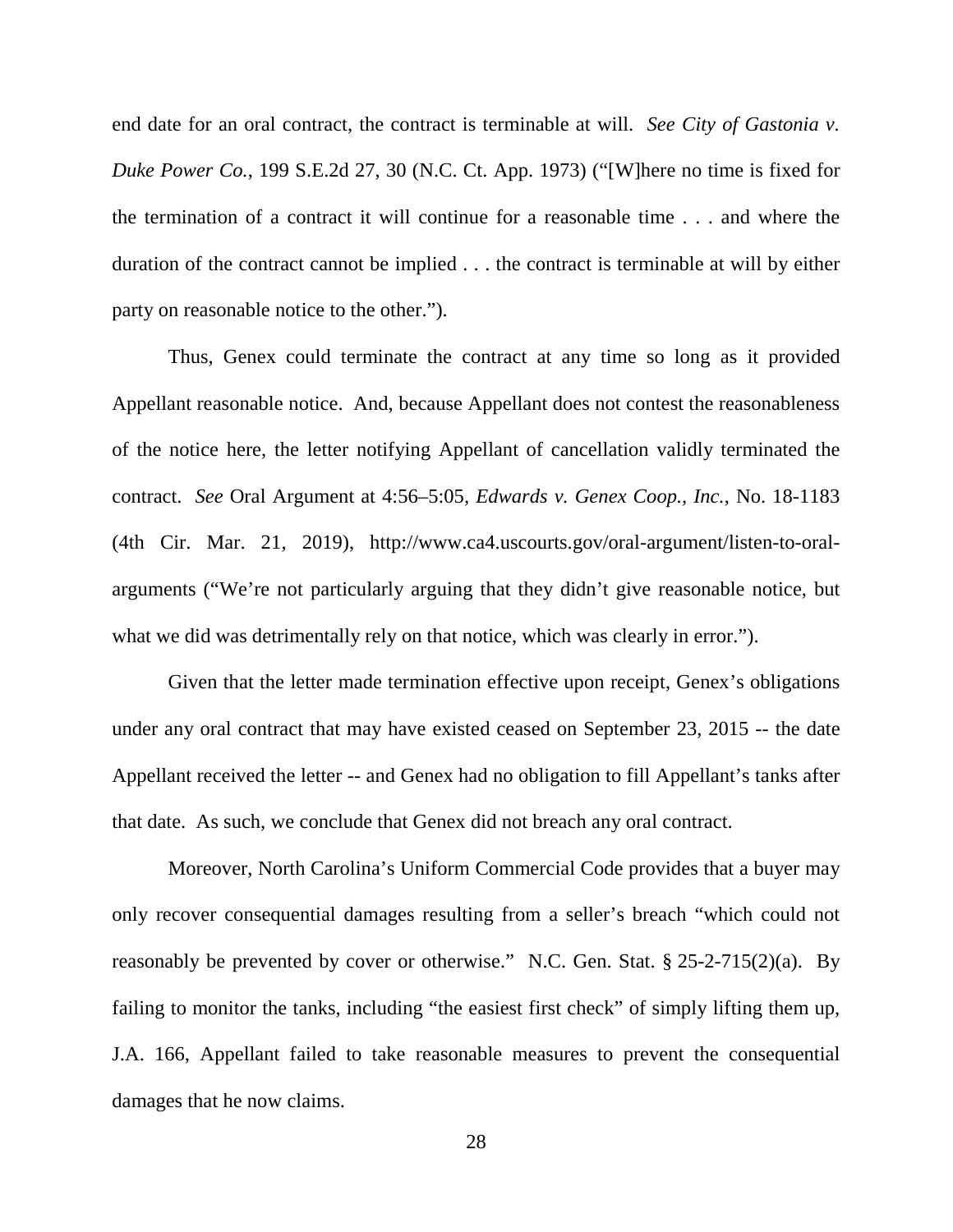end date for an oral contract, the contract is terminable at will. *See City of Gastonia v. Duke Power Co.*, 199 S.E.2d 27, 30 (N.C. Ct. App. 1973) ("[W]here no time is fixed for the termination of a contract it will continue for a reasonable time . . . and where the duration of the contract cannot be implied . . . the contract is terminable at will by either party on reasonable notice to the other.").

Thus, Genex could terminate the contract at any time so long as it provided Appellant reasonable notice. And, because Appellant does not contest the reasonableness of the notice here, the letter notifying Appellant of cancellation validly terminated the contract. *See* Oral Argument at 4:56–5:05, *Edwards v. Genex Coop., Inc.*, No. 18-1183 (4th Cir. Mar. 21, 2019), http://www.ca4.uscourts.gov/oral-argument/listen-to-oral-arguments ("We're not particularly arguing that they didn't give reasonable notice, but what we did was detrimentally rely on that notice, which was clearly in error.").

Given that the letter made termination effective upon receipt, Genex's obligations under any oral contract that may have existed ceased on September 23, 2015 -- the date Appellant received the letter -- and Genex had no obligation to fill Appellant's tanks after that date. As such, we conclude that Genex did not breach any oral contract.

Moreover, North Carolina's Uniform Commercial Code provides that a buyer may only recover consequential damages resulting from a seller's breach "which could not reasonably be prevented by cover or otherwise." N.C. Gen. Stat. § 25-2-715(2)(a). By failing to monitor the tanks, including "the easiest first check" of simply lifting them up, J.A. 166, Appellant failed to take reasonable measures to prevent the consequential damages that he now claims.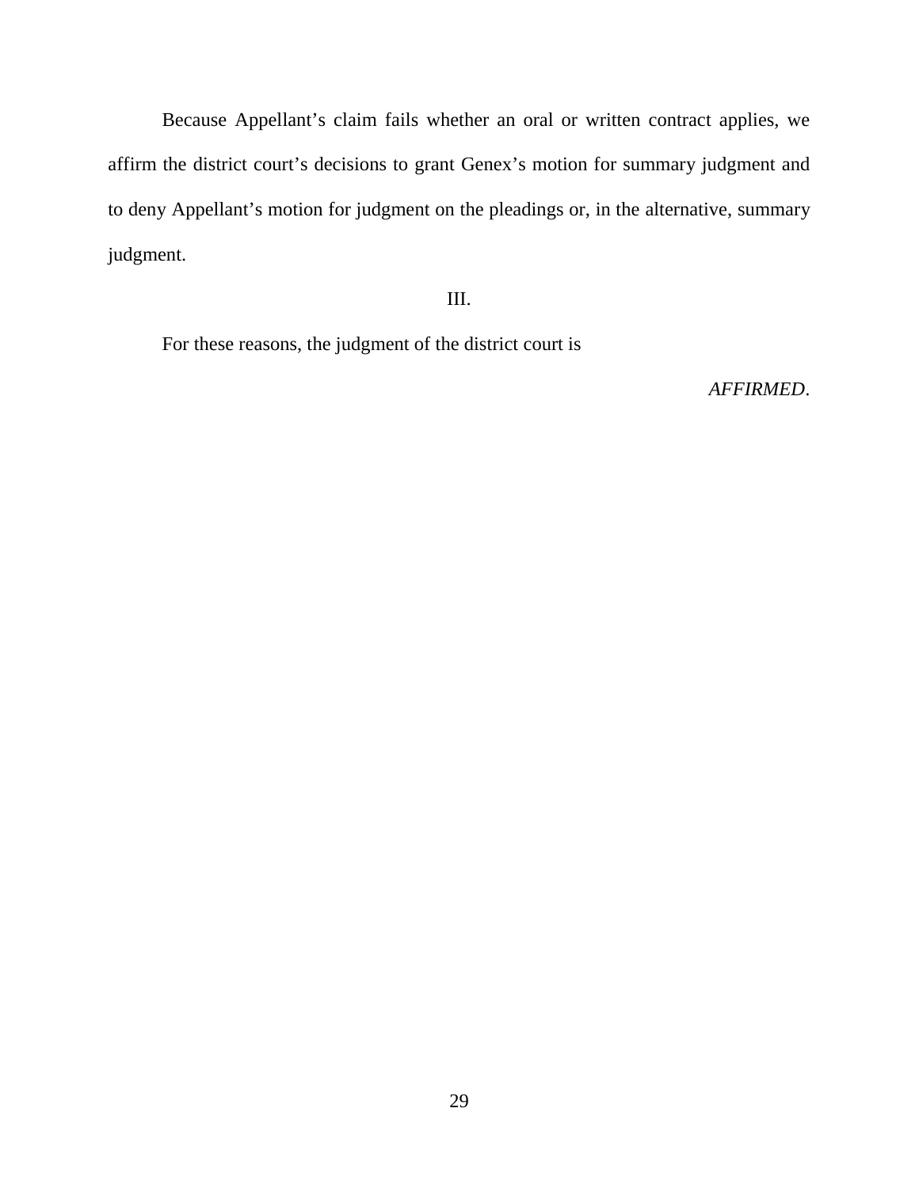Because Appellant's claim fails whether an oral or written contract applies, we affirm the district court's decisions to grant Genex's motion for summary judgment and to deny Appellant's motion for judgment on the pleadings or, in the alternative, summary judgment.

## III.

For these reasons, the judgment of the district court is

*AFFIRMED*.